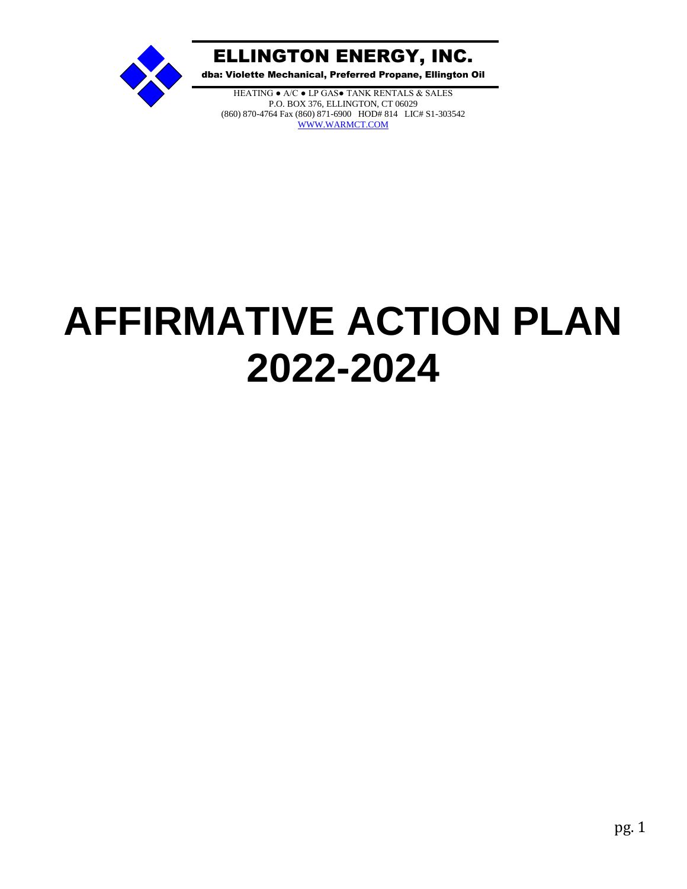# ELLINGTON ENERGY, INC.

**dba: Violette Mechanical, Preferred Propane, Ellington Oil**

HEATING ● A/C ● LP GAS● TANK RENTALS & SALES
P.O. BOX 376, ELLINGTON, CT 06029
(860) 870-4764 Fax (860) 871-6900 HOD# 814 LIC# S1-303542
WWW.WARMCT.COM

# AFFIRMATIVE ACTION PLAN 2022-2024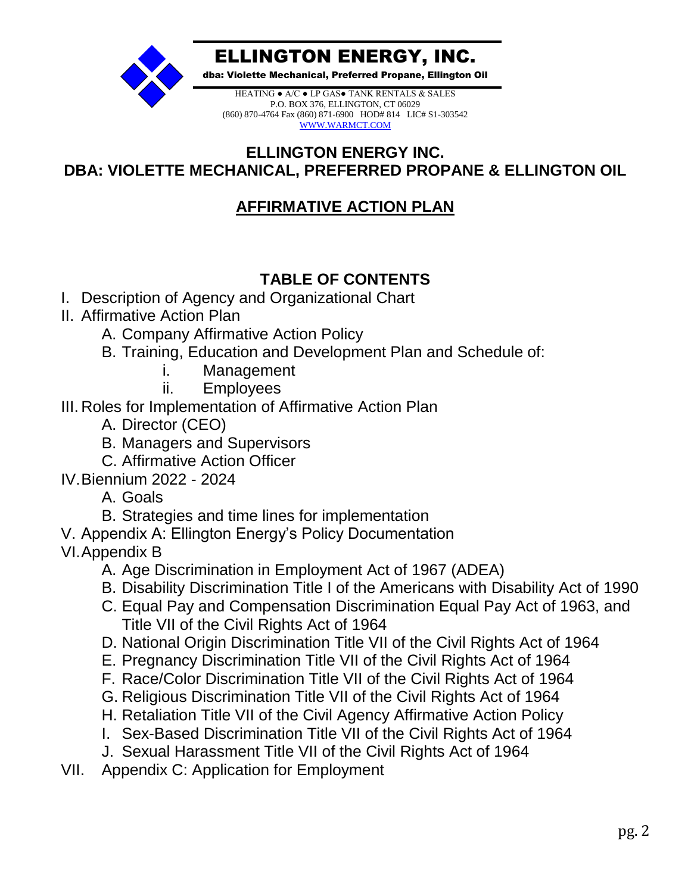# ELLINGTON ENERGY, INC.

**dba: Violette Mechanical, Preferred Propane, Ellington Oil**

HEATING ● A/C ● LP GAS● TANK RENTALS & SALES
P.O. BOX 376, ELLINGTON, CT 06029
(860) 870-4764 Fax (860) 871-6900 HOD# 814 LIC# S1-303542
WWW.WARMCT.COM

## ELLINGTON ENERGY INC.
## DBA: VIOLETTE MECHANICAL, PREFERRED PROPANE & ELLINGTON OIL

## AFFIRMATIVE ACTION PLAN

### TABLE OF CONTENTS

I. Description of Agency and Organizational Chart

II. Affirmative Action Plan
- A. Company Affirmative Action Policy
- B. Training, Education and Development Plan and Schedule of:
  - i. Management
  - ii. Employees

III. Roles for Implementation of Affirmative Action Plan
- A. Director (CEO)
- B. Managers and Supervisors
- C. Affirmative Action Officer

IV. Biennium 2022 - 2024
- A. Goals
- B. Strategies and time lines for implementation

V. Appendix A: Ellington Energy's Policy Documentation

VI. Appendix B
- A. Age Discrimination in Employment Act of 1967 (ADEA)
- B. Disability Discrimination Title I of the Americans with Disability Act of 1990
- C. Equal Pay and Compensation Discrimination Equal Pay Act of 1963, and Title VII of the Civil Rights Act of 1964
- D. National Origin Discrimination Title VII of the Civil Rights Act of 1964
- E. Pregnancy Discrimination Title VII of the Civil Rights Act of 1964
- F. Race/Color Discrimination Title VII of the Civil Rights Act of 1964
- G. Religious Discrimination Title VII of the Civil Rights Act of 1964
- H. Retaliation Title VII of the Civil Agency Affirmative Action Policy
- I. Sex-Based Discrimination Title VII of the Civil Rights Act of 1964
- J. Sexual Harassment Title VII of the Civil Rights Act of 1964

VII. Appendix C: Application for Employment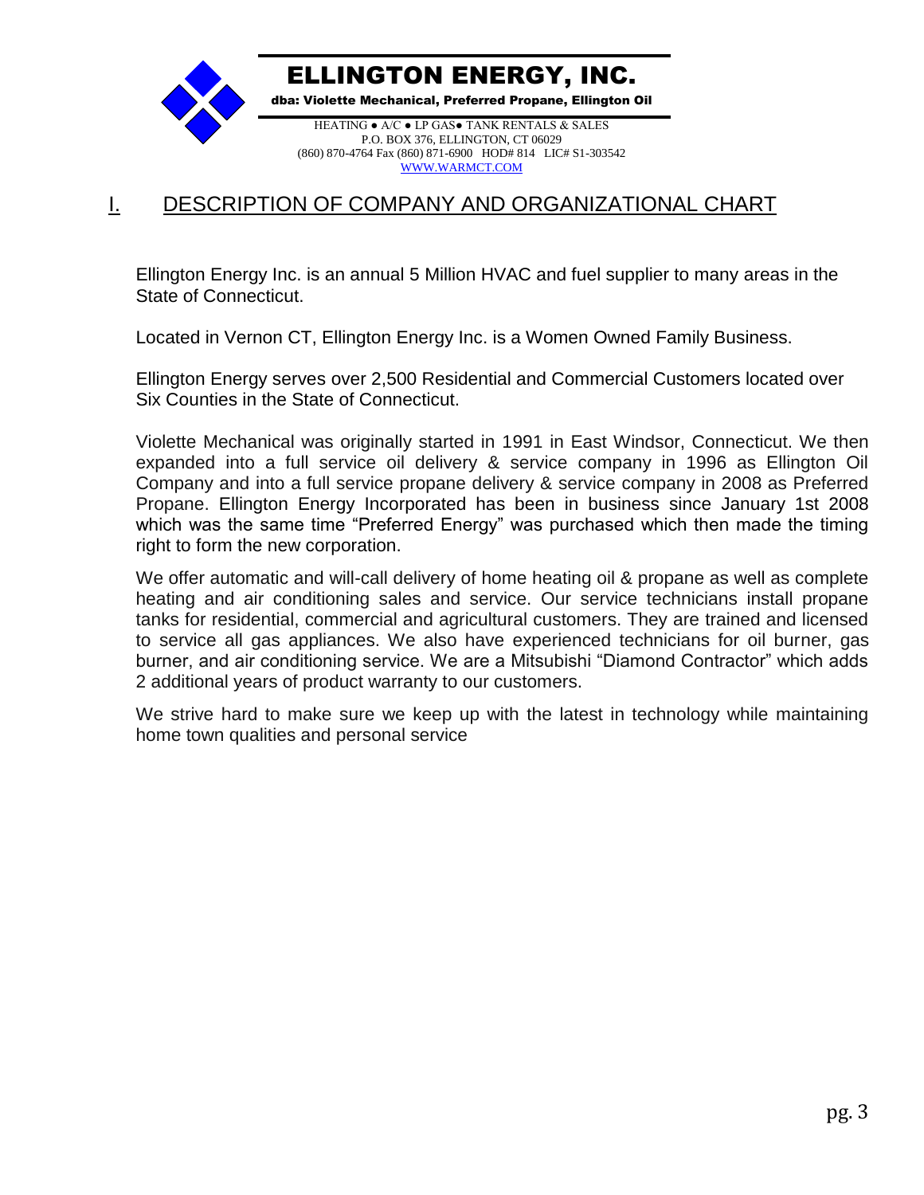# ELLINGTON ENERGY, INC.

**dba: Violette Mechanical, Preferred Propane, Ellington Oil**

HEATING ● A/C ● LP GAS● TANK RENTALS & SALES
P.O. BOX 376, ELLINGTON, CT 06029
(860) 870-4764 Fax (860) 871-6900 HOD# 814 LIC# S1-303542
WWW.WARMCT.COM

## I. DESCRIPTION OF COMPANY AND ORGANIZATIONAL CHART

Ellington Energy Inc. is an annual 5 Million HVAC and fuel supplier to many areas in the State of Connecticut.

Located in Vernon CT, Ellington Energy Inc. is a Women Owned Family Business.

Ellington Energy serves over 2,500 Residential and Commercial Customers located over Six Counties in the State of Connecticut.

Violette Mechanical was originally started in 1991 in East Windsor, Connecticut. We then expanded into a full service oil delivery & service company in 1996 as Ellington Oil Company and into a full service propane delivery & service company in 2008 as Preferred Propane. Ellington Energy Incorporated has been in business since January 1st 2008 which was the same time "Preferred Energy" was purchased which then made the timing right to form the new corporation.

We offer automatic and will-call delivery of home heating oil & propane as well as complete heating and air conditioning sales and service. Our service technicians install propane tanks for residential, commercial and agricultural customers. They are trained and licensed to service all gas appliances. We also have experienced technicians for oil burner, gas burner, and air conditioning service. We are a Mitsubishi "Diamond Contractor" which adds 2 additional years of product warranty to our customers.

We strive hard to make sure we keep up with the latest in technology while maintaining home town qualities and personal service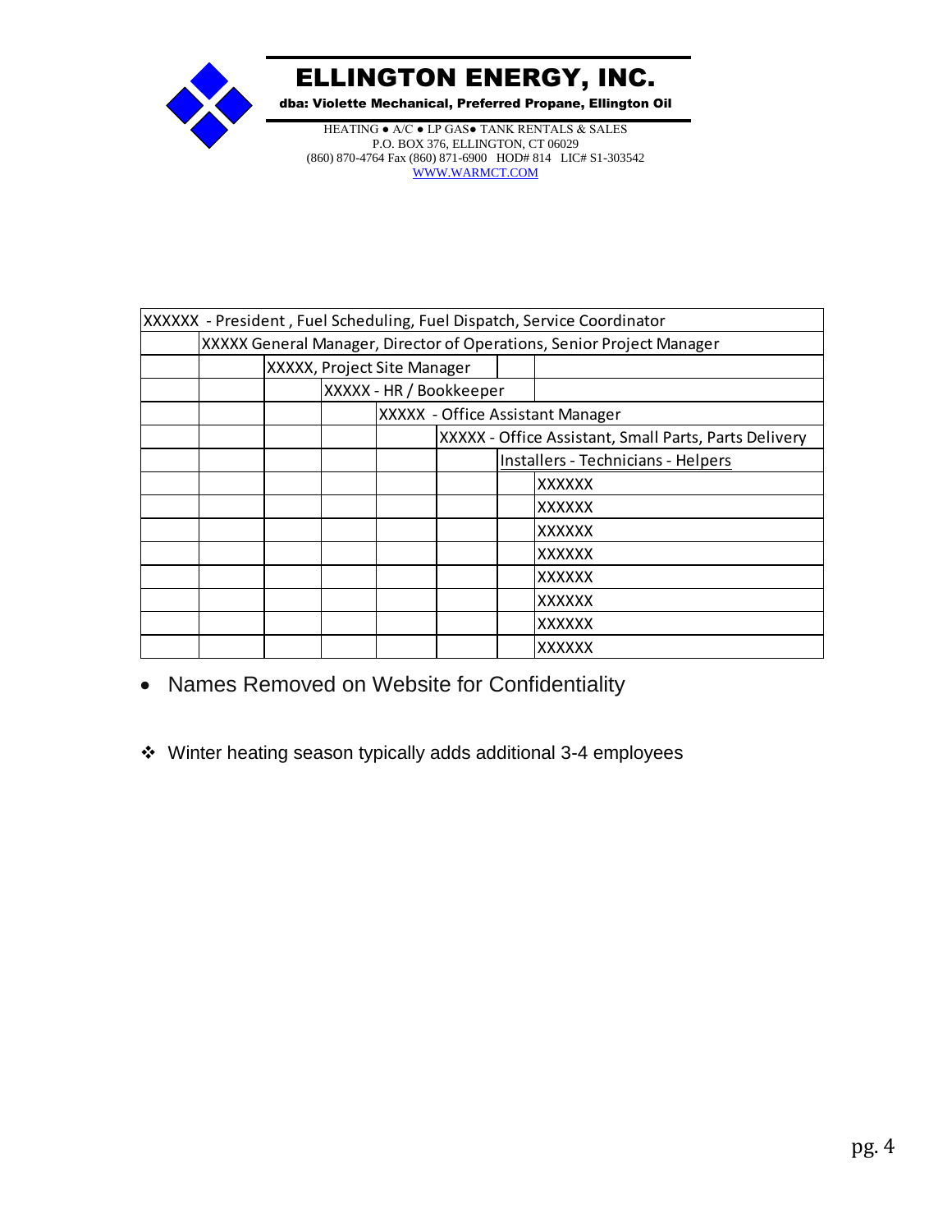# ELLINGTON ENERGY, INC.

**dba: Violette Mechanical, Preferred Propane, Ellington Oil**

HEATING ● A/C ● LP GAS● TANK RENTALS & SALES
P.O. BOX 376, ELLINGTON, CT 06029
(860) 870-4764 Fax (860) 871-6900 HOD# 814 LIC# S1-303542
WWW.WARMCT.COM

| XXXXXX - President , Fuel Scheduling, Fuel Dispatch, Service Coordinator | | | | | | | |
|---|---|---|---|---|---|---|---|
| | XXXXX General Manager, Director of Operations, Senior Project Manager | | | | | | |
| | | XXXXX, Project Site Manager | | | | | |
| | | | XXXXX - HR / Bookkeeper | | | | |
| | | | | XXXXX - Office Assistant Manager | | | |
| | | | | | XXXXX - Office Assistant, Small Parts, Parts Delivery | | |
| | | | | | | Installers - Technicians - Helpers | |
| | | | | | | | XXXXXX |
| | | | | | | | XXXXXX |
| | | | | | | | XXXXXX |
| | | | | | | | XXXXXX |
| | | | | | | | XXXXXX |
| | | | | | | | XXXXXX |
| | | | | | | | XXXXXX |
| | | | | | | | XXXXXX |

- Names Removed on Website for Confidentiality

❖ Winter heating season typically adds additional 3-4 employees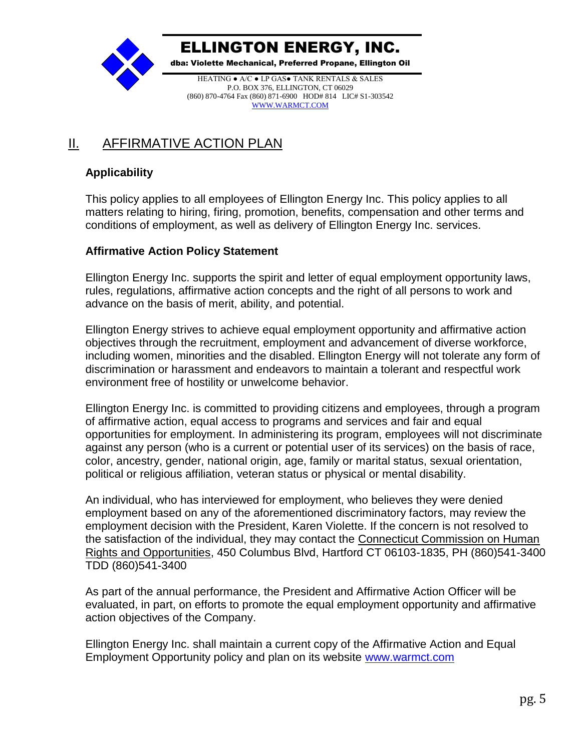# ELLINGTON ENERGY, INC.

**dba: Violette Mechanical, Preferred Propane, Ellington Oil**

HEATING ● A/C ● LP GAS● TANK RENTALS & SALES
P.O. BOX 376, ELLINGTON, CT 06029
(860) 870-4764 Fax (860) 871-6900 HOD# 814 LIC# S1-303542
WWW.WARMCT.COM

## II. AFFIRMATIVE ACTION PLAN

### Applicability

This policy applies to all employees of Ellington Energy Inc. This policy applies to all matters relating to hiring, firing, promotion, benefits, compensation and other terms and conditions of employment, as well as delivery of Ellington Energy Inc. services.

### Affirmative Action Policy Statement

Ellington Energy Inc. supports the spirit and letter of equal employment opportunity laws, rules, regulations, affirmative action concepts and the right of all persons to work and advance on the basis of merit, ability, and potential.

Ellington Energy strives to achieve equal employment opportunity and affirmative action objectives through the recruitment, employment and advancement of diverse workforce, including women, minorities and the disabled. Ellington Energy will not tolerate any form of discrimination or harassment and endeavors to maintain a tolerant and respectful work environment free of hostility or unwelcome behavior.

Ellington Energy Inc. is committed to providing citizens and employees, through a program of affirmative action, equal access to programs and services and fair and equal opportunities for employment. In administering its program, employees will not discriminate against any person (who is a current or potential user of its services) on the basis of race, color, ancestry, gender, national origin, age, family or marital status, sexual orientation, political or religious affiliation, veteran status or physical or mental disability.

An individual, who has interviewed for employment, who believes they were denied employment based on any of the aforementioned discriminatory factors, may review the employment decision with the President, Karen Violette. If the concern is not resolved to the satisfaction of the individual, they may contact the Connecticut Commission on Human Rights and Opportunities, 450 Columbus Blvd, Hartford CT 06103-1835, PH (860)541-3400 TDD (860)541-3400

As part of the annual performance, the President and Affirmative Action Officer will be evaluated, in part, on efforts to promote the equal employment opportunity and affirmative action objectives of the Company.

Ellington Energy Inc. shall maintain a current copy of the Affirmative Action and Equal Employment Opportunity policy and plan on its website www.warmct.com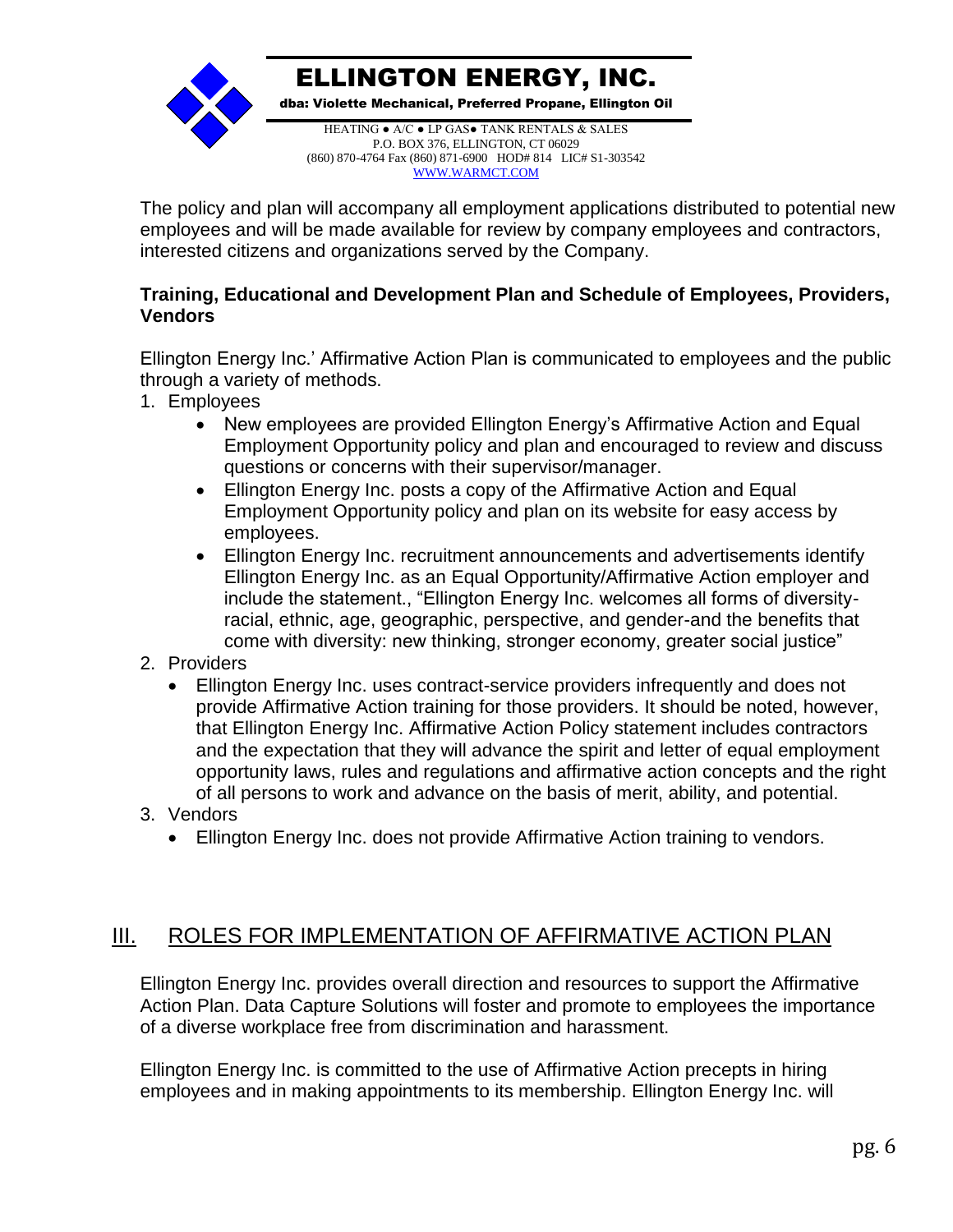The policy and plan will accompany all employment applications distributed to potential new employees and will be made available for review by company employees and contractors, interested citizens and organizations served by the Company.

**Training, Educational and Development Plan and Schedule of Employees, Providers, Vendors**

Ellington Energy Inc.' Affirmative Action Plan is communicated to employees and the public through a variety of methods.

1. Employees
   - New employees are provided Ellington Energy's Affirmative Action and Equal Employment Opportunity policy and plan and encouraged to review and discuss questions or concerns with their supervisor/manager.
   - Ellington Energy Inc. posts a copy of the Affirmative Action and Equal Employment Opportunity policy and plan on its website for easy access by employees.
   - Ellington Energy Inc. recruitment announcements and advertisements identify Ellington Energy Inc. as an Equal Opportunity/Affirmative Action employer and include the statement., "Ellington Energy Inc. welcomes all forms of diversity-racial, ethnic, age, geographic, perspective, and gender-and the benefits that come with diversity: new thinking, stronger economy, greater social justice"
2. Providers
   - Ellington Energy Inc. uses contract-service providers infrequently and does not provide Affirmative Action training for those providers. It should be noted, however, that Ellington Energy Inc. Affirmative Action Policy statement includes contractors and the expectation that they will advance the spirit and letter of equal employment opportunity laws, rules and regulations and affirmative action concepts and the right of all persons to work and advance on the basis of merit, ability, and potential.
3. Vendors
   - Ellington Energy Inc. does not provide Affirmative Action training to vendors.

## III. ROLES FOR IMPLEMENTATION OF AFFIRMATIVE ACTION PLAN

Ellington Energy Inc. provides overall direction and resources to support the Affirmative Action Plan. Data Capture Solutions will foster and promote to employees the importance of a diverse workplace free from discrimination and harassment.

Ellington Energy Inc. is committed to the use of Affirmative Action precepts in hiring employees and in making appointments to its membership. Ellington Energy Inc. will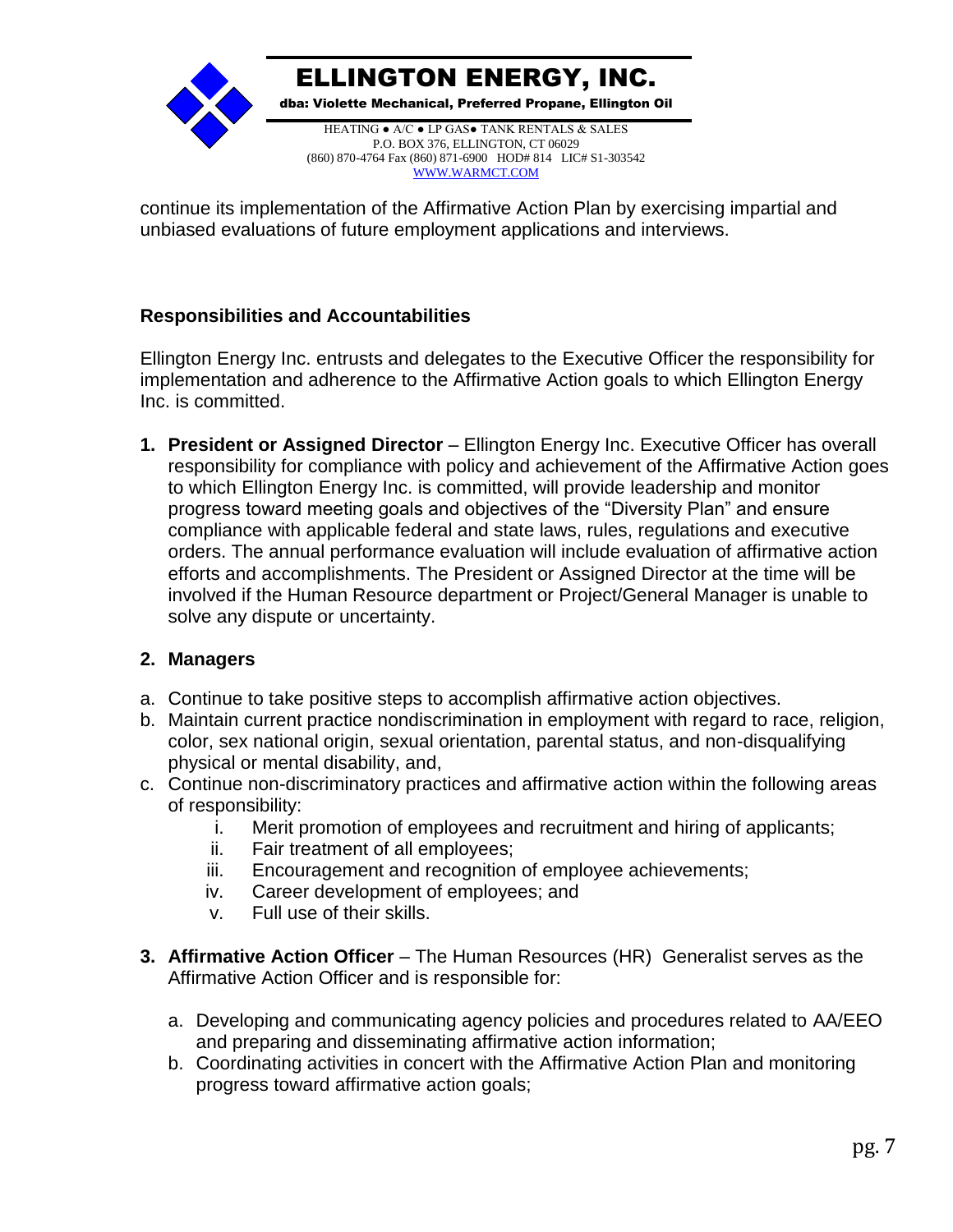continue its implementation of the Affirmative Action Plan by exercising impartial and unbiased evaluations of future employment applications and interviews.

### Responsibilities and Accountabilities

Ellington Energy Inc. entrusts and delegates to the Executive Officer the responsibility for implementation and adherence to the Affirmative Action goals to which Ellington Energy Inc. is committed.

1. **President or Assigned Director** – Ellington Energy Inc. Executive Officer has overall responsibility for compliance with policy and achievement of the Affirmative Action goes to which Ellington Energy Inc. is committed, will provide leadership and monitor progress toward meeting goals and objectives of the "Diversity Plan" and ensure compliance with applicable federal and state laws, rules, regulations and executive orders. The annual performance evaluation will include evaluation of affirmative action efforts and accomplishments. The President or Assigned Director at the time will be involved if the Human Resource department or Project/General Manager is unable to solve any dispute or uncertainty.

2. **Managers**

a. Continue to take positive steps to accomplish affirmative action objectives.
b. Maintain current practice nondiscrimination in employment with regard to race, religion, color, sex national origin, sexual orientation, parental status, and non-disqualifying physical or mental disability, and,
c. Continue non-discriminatory practices and affirmative action within the following areas of responsibility:
    i. Merit promotion of employees and recruitment and hiring of applicants;
    ii. Fair treatment of all employees;
    iii. Encouragement and recognition of employee achievements;
    iv. Career development of employees; and
    v. Full use of their skills.

3. **Affirmative Action Officer** – The Human Resources (HR) Generalist serves as the Affirmative Action Officer and is responsible for:

    a. Developing and communicating agency policies and procedures related to AA/EEO and preparing and disseminating affirmative action information;
    b. Coordinating activities in concert with the Affirmative Action Plan and monitoring progress toward affirmative action goals;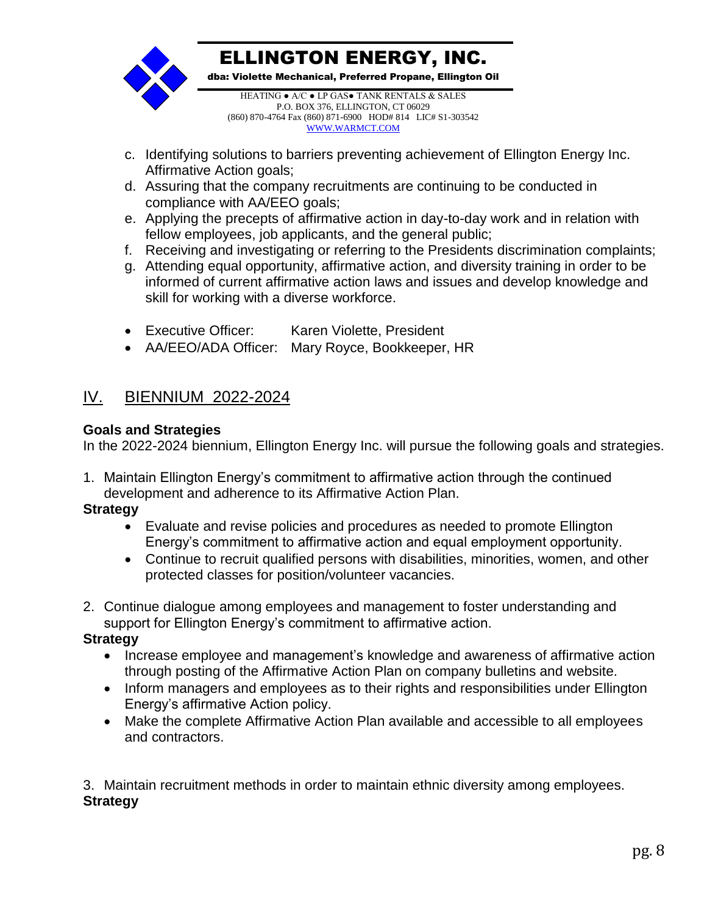c. Identifying solutions to barriers preventing achievement of Ellington Energy Inc. Affirmative Action goals;
d. Assuring that the company recruitments are continuing to be conducted in compliance with AA/EEO goals;
e. Applying the precepts of affirmative action in day-to-day work and in relation with fellow employees, job applicants, and the general public;
f. Receiving and investigating or referring to the Presidents discrimination complaints;
g. Attending equal opportunity, affirmative action, and diversity training in order to be informed of current affirmative action laws and issues and develop knowledge and skill for working with a diverse workforce.

- Executive Officer: Karen Violette, President
- AA/EEO/ADA Officer: Mary Royce, Bookkeeper, HR

## IV. BIENNIUM 2022-2024

**Goals and Strategies**

In the 2022-2024 biennium, Ellington Energy Inc. will pursue the following goals and strategies.

1. Maintain Ellington Energy's commitment to affirmative action through the continued development and adherence to its Affirmative Action Plan.

**Strategy**

- Evaluate and revise policies and procedures as needed to promote Ellington Energy's commitment to affirmative action and equal employment opportunity.
- Continue to recruit qualified persons with disabilities, minorities, women, and other protected classes for position/volunteer vacancies.

2. Continue dialogue among employees and management to foster understanding and support for Ellington Energy's commitment to affirmative action.

**Strategy**

- Increase employee and management's knowledge and awareness of affirmative action through posting of the Affirmative Action Plan on company bulletins and website.
- Inform managers and employees as to their rights and responsibilities under Ellington Energy's affirmative Action policy.
- Make the complete Affirmative Action Plan available and accessible to all employees and contractors.

3. Maintain recruitment methods in order to maintain ethnic diversity among employees.

**Strategy**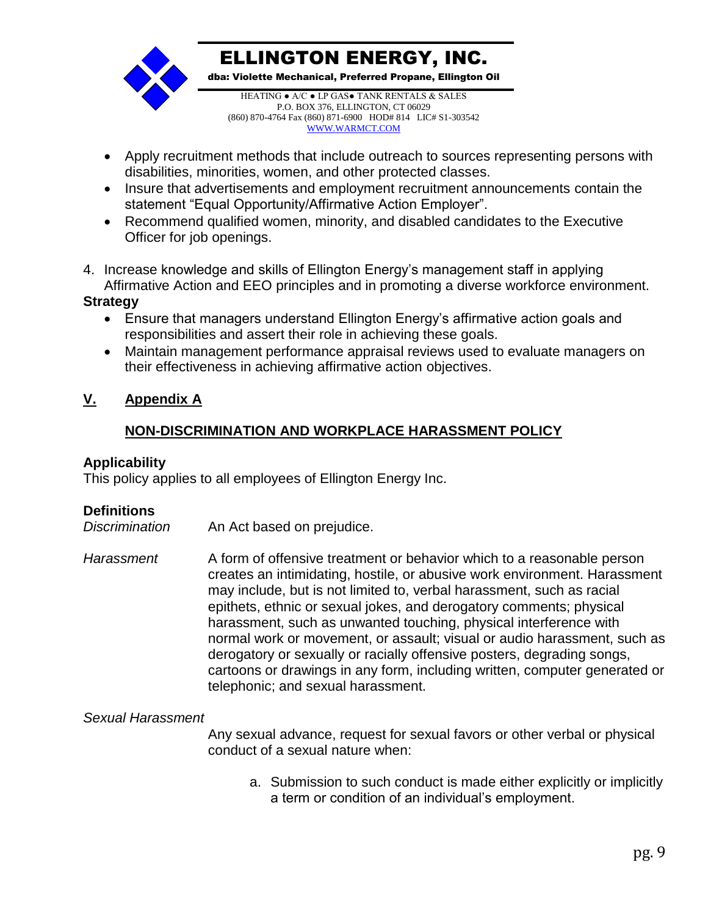- Apply recruitment methods that include outreach to sources representing persons with disabilities, minorities, women, and other protected classes.
- Insure that advertisements and employment recruitment announcements contain the statement "Equal Opportunity/Affirmative Action Employer".
- Recommend qualified women, minority, and disabled candidates to the Executive Officer for job openings.

4. Increase knowledge and skills of Ellington Energy's management staff in applying Affirmative Action and EEO principles and in promoting a diverse workforce environment.

**Strategy**

- Ensure that managers understand Ellington Energy's affirmative action goals and responsibilities and assert their role in achieving these goals.
- Maintain management performance appraisal reviews used to evaluate managers on their effectiveness in achieving affirmative action objectives.

## <u>V. Appendix A</u>

### <u>NON-DISCRIMINATION AND WORKPLACE HARASSMENT POLICY</u>

**Applicability**

This policy applies to all employees of Ellington Energy Inc.

**Definitions**

*Discrimination* An Act based on prejudice.

*Harassment* A form of offensive treatment or behavior which to a reasonable person creates an intimidating, hostile, or abusive work environment. Harassment may include, but is not limited to, verbal harassment, such as racial epithets, ethnic or sexual jokes, and derogatory comments; physical harassment, such as unwanted touching, physical interference with normal work or movement, or assault; visual or audio harassment, such as derogatory or sexually or racially offensive posters, degrading songs, cartoons or drawings in any form, including written, computer generated or telephonic; and sexual harassment.

*Sexual Harassment*

Any sexual advance, request for sexual favors or other verbal or physical conduct of a sexual nature when:

a. Submission to such conduct is made either explicitly or implicitly a term or condition of an individual's employment.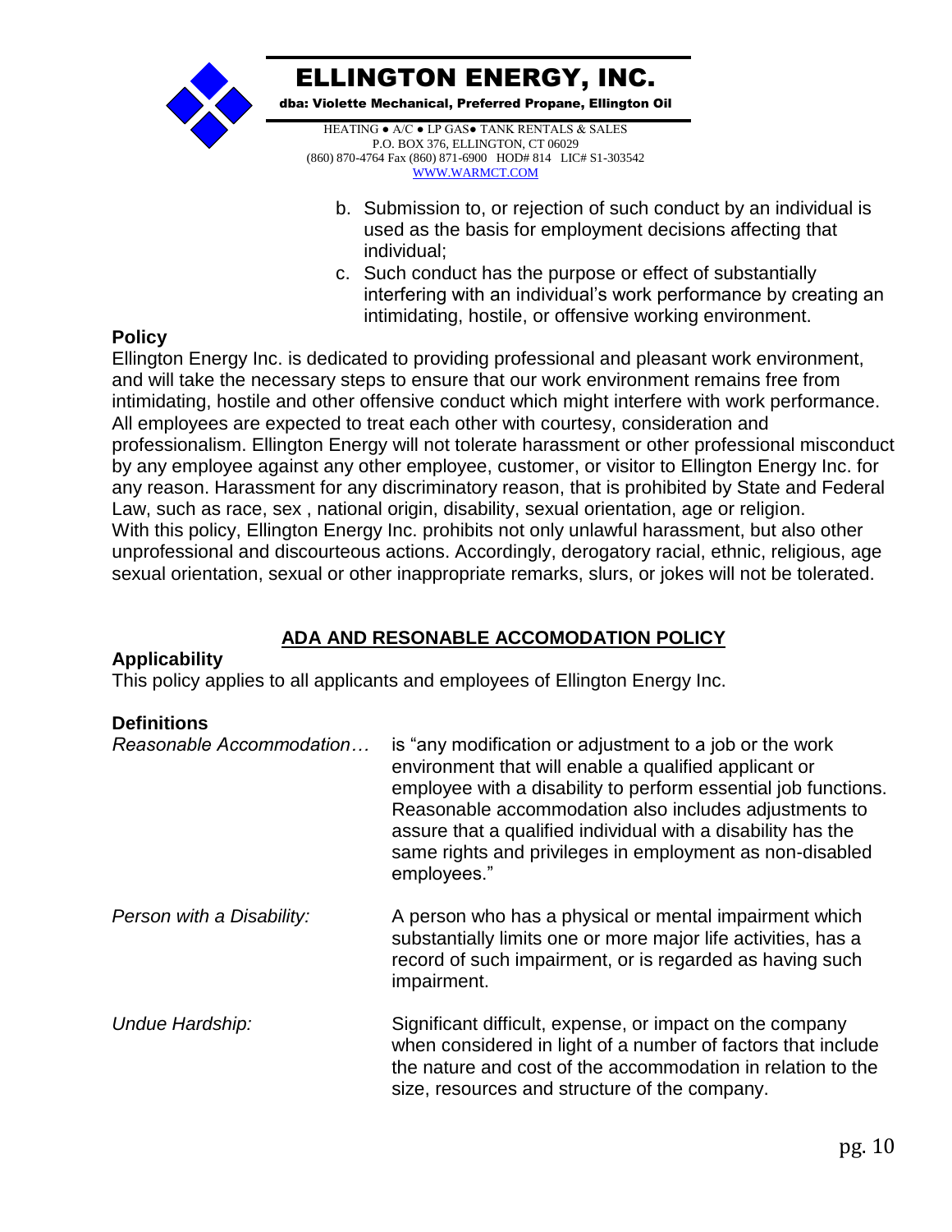b. Submission to, or rejection of such conduct by an individual is used as the basis for employment decisions affecting that individual;
c. Such conduct has the purpose or effect of substantially interfering with an individual's work performance by creating an intimidating, hostile, or offensive working environment.

**Policy**

Ellington Energy Inc. is dedicated to providing professional and pleasant work environment, and will take the necessary steps to ensure that our work environment remains free from intimidating, hostile and other offensive conduct which might interfere with work performance. All employees are expected to treat each other with courtesy, consideration and professionalism. Ellington Energy will not tolerate harassment or other professional misconduct by any employee against any other employee, customer, or visitor to Ellington Energy Inc. for any reason. Harassment for any discriminatory reason, that is prohibited by State and Federal Law, such as race, sex , national origin, disability, sexual orientation, age or religion. With this policy, Ellington Energy Inc. prohibits not only unlawful harassment, but also other unprofessional and discourteous actions. Accordingly, derogatory racial, ethnic, religious, age sexual orientation, sexual or other inappropriate remarks, slurs, or jokes will not be tolerated.

## ADA AND RESONABLE ACCOMODATION POLICY

**Applicability**

This policy applies to all applicants and employees of Ellington Energy Inc.

**Definitions**

*Reasonable Accommodation…* is "any modification or adjustment to a job or the work environment that will enable a qualified applicant or employee with a disability to perform essential job functions. Reasonable accommodation also includes adjustments to assure that a qualified individual with a disability has the same rights and privileges in employment as non-disabled employees."

*Person with a Disability:* A person who has a physical or mental impairment which substantially limits one or more major life activities, has a record of such impairment, or is regarded as having such impairment.

*Undue Hardship:* Significant difficult, expense, or impact on the company when considered in light of a number of factors that include the nature and cost of the accommodation in relation to the size, resources and structure of the company.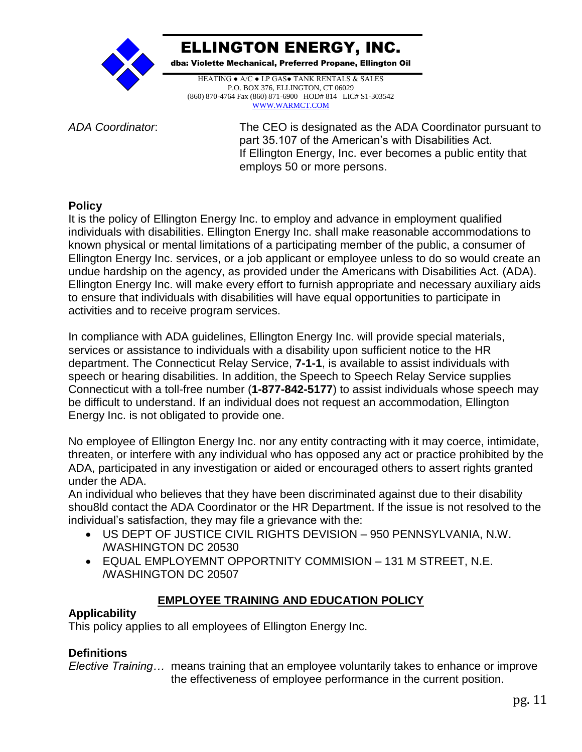# ELLINGTON ENERGY, INC.

**dba: Violette Mechanical, Preferred Propane, Ellington Oil**

HEATING ● A/C ● LP GAS● TANK RENTALS & SALES
P.O. BOX 376, ELLINGTON, CT 06029
(860) 870-4764 Fax (860) 871-6900 HOD# 814 LIC# S1-303542
WWW.WARMCT.COM

*ADA Coordinator*: The CEO is designated as the ADA Coordinator pursuant to part 35.107 of the American's with Disabilities Act. If Ellington Energy, Inc. ever becomes a public entity that employs 50 or more persons.

**Policy**

It is the policy of Ellington Energy Inc. to employ and advance in employment qualified individuals with disabilities. Ellington Energy Inc. shall make reasonable accommodations to known physical or mental limitations of a participating member of the public, a consumer of Ellington Energy Inc. services, or a job applicant or employee unless to do so would create an undue hardship on the agency, as provided under the Americans with Disabilities Act. (ADA). Ellington Energy Inc. will make every effort to furnish appropriate and necessary auxiliary aids to ensure that individuals with disabilities will have equal opportunities to participate in activities and to receive program services.

In compliance with ADA guidelines, Ellington Energy Inc. will provide special materials, services or assistance to individuals with a disability upon sufficient notice to the HR department. The Connecticut Relay Service, **7-1-1**, is available to assist individuals with speech or hearing disabilities. In addition, the Speech to Speech Relay Service supplies Connecticut with a toll-free number (**1-877-842-5177**) to assist individuals whose speech may be difficult to understand. If an individual does not request an accommodation, Ellington Energy Inc. is not obligated to provide one.

No employee of Ellington Energy Inc. nor any entity contracting with it may coerce, intimidate, threaten, or interfere with any individual who has opposed any act or practice prohibited by the ADA, participated in any investigation or aided or encouraged others to assert rights granted under the ADA.

An individual who believes that they have been discriminated against due to their disability shou8ld contact the ADA Coordinator or the HR Department. If the issue is not resolved to the individual's satisfaction, they may file a grievance with the:

- US DEPT OF JUSTICE CIVIL RIGHTS DEVISION – 950 PENNSYLVANIA, N.W. /WASHINGTON DC 20530
- EQUAL EMPLOYEMNT OPPORTNITY COMMISION – 131 M STREET, N.E. /WASHINGTON DC 20507

## EMPLOYEE TRAINING AND EDUCATION POLICY

**Applicability**

This policy applies to all employees of Ellington Energy Inc.

**Definitions**

*Elective Training…* means training that an employee voluntarily takes to enhance or improve the effectiveness of employee performance in the current position.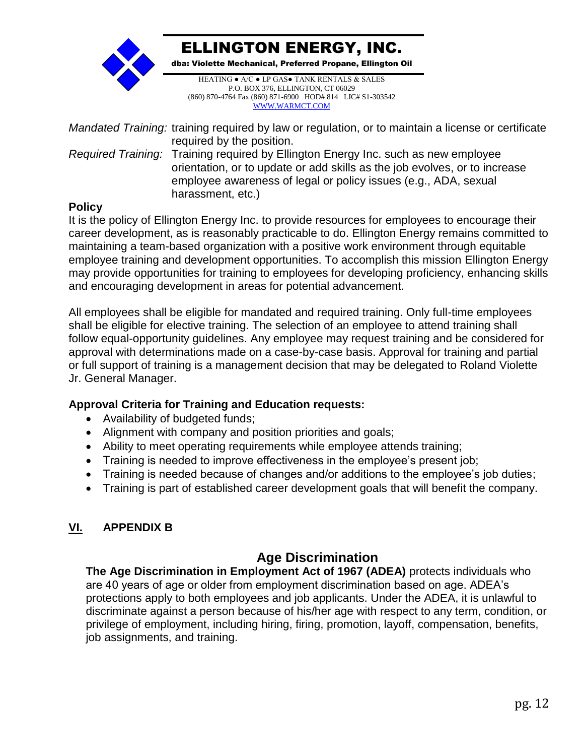*Mandated Training:* training required by law or regulation, or to maintain a license or certificate required by the position.

*Required Training:* Training required by Ellington Energy Inc. such as new employee orientation, or to update or add skills as the job evolves, or to increase employee awareness of legal or policy issues (e.g., ADA, sexual harassment, etc.)

**Policy**

It is the policy of Ellington Energy Inc. to provide resources for employees to encourage their career development, as is reasonably practicable to do. Ellington Energy remains committed to maintaining a team-based organization with a positive work environment through equitable employee training and development opportunities. To accomplish this mission Ellington Energy may provide opportunities for training to employees for developing proficiency, enhancing skills and encouraging development in areas for potential advancement.

All employees shall be eligible for mandated and required training. Only full-time employees shall be eligible for elective training. The selection of an employee to attend training shall follow equal-opportunity guidelines. Any employee may request training and be considered for approval with determinations made on a case-by-case basis. Approval for training and partial or full support of training is a management decision that may be delegated to Roland Violette Jr. General Manager.

**Approval Criteria for Training and Education requests:**

- Availability of budgeted funds;
- Alignment with company and position priorities and goals;
- Ability to meet operating requirements while employee attends training;
- Training is needed to improve effectiveness in the employee's present job;
- Training is needed because of changes and/or additions to the employee's job duties;
- Training is part of established career development goals that will benefit the company.

## VI. APPENDIX B

### Age Discrimination

**The Age Discrimination in Employment Act of 1967 (ADEA)** protects individuals who are 40 years of age or older from employment discrimination based on age. ADEA's protections apply to both employees and job applicants. Under the ADEA, it is unlawful to discriminate against a person because of his/her age with respect to any term, condition, or privilege of employment, including hiring, firing, promotion, layoff, compensation, benefits, job assignments, and training.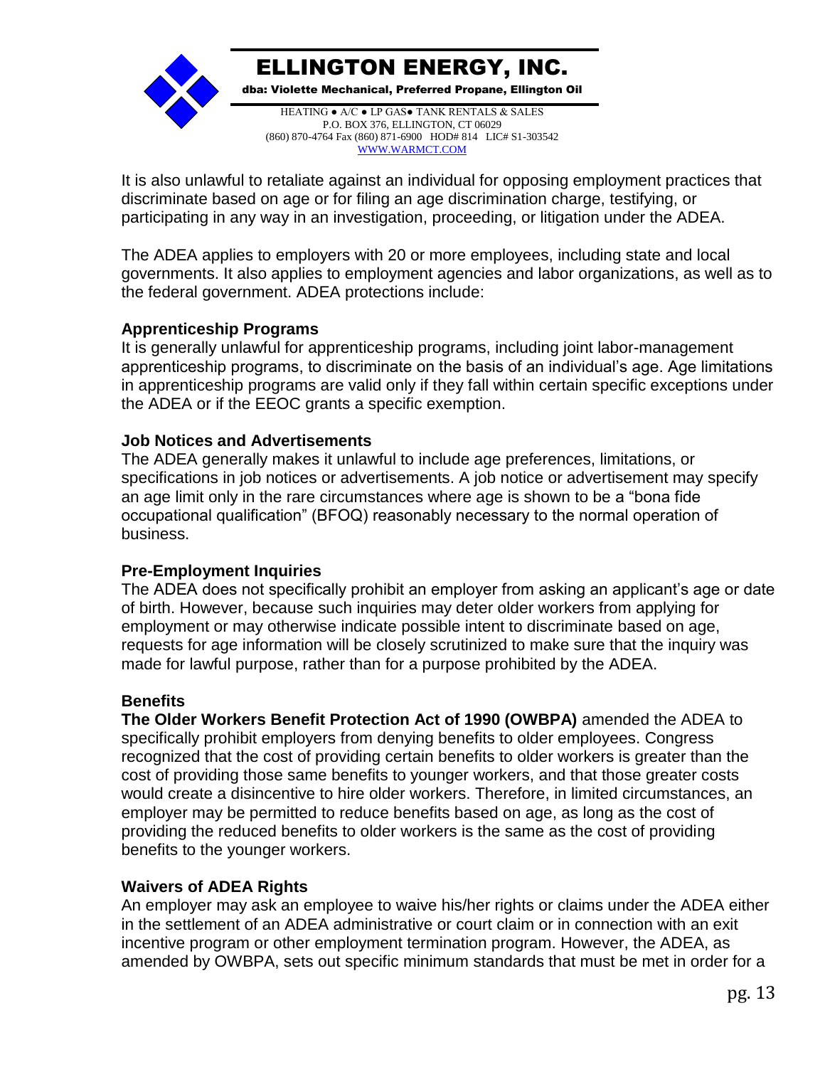It is also unlawful to retaliate against an individual for opposing employment practices that discriminate based on age or for filing an age discrimination charge, testifying, or participating in any way in an investigation, proceeding, or litigation under the ADEA.

The ADEA applies to employers with 20 or more employees, including state and local governments. It also applies to employment agencies and labor organizations, as well as to the federal government. ADEA protections include:

**Apprenticeship Programs**
It is generally unlawful for apprenticeship programs, including joint labor-management apprenticeship programs, to discriminate on the basis of an individual's age. Age limitations in apprenticeship programs are valid only if they fall within certain specific exceptions under the ADEA or if the EEOC grants a specific exemption.

**Job Notices and Advertisements**
The ADEA generally makes it unlawful to include age preferences, limitations, or specifications in job notices or advertisements. A job notice or advertisement may specify an age limit only in the rare circumstances where age is shown to be a "bona fide occupational qualification" (BFOQ) reasonably necessary to the normal operation of business.

**Pre-Employment Inquiries**
The ADEA does not specifically prohibit an employer from asking an applicant's age or date of birth. However, because such inquiries may deter older workers from applying for employment or may otherwise indicate possible intent to discriminate based on age, requests for age information will be closely scrutinized to make sure that the inquiry was made for lawful purpose, rather than for a purpose prohibited by the ADEA.

**Benefits**
**The Older Workers Benefit Protection Act of 1990 (OWBPA)** amended the ADEA to specifically prohibit employers from denying benefits to older employees. Congress recognized that the cost of providing certain benefits to older workers is greater than the cost of providing those same benefits to younger workers, and that those greater costs would create a disincentive to hire older workers. Therefore, in limited circumstances, an employer may be permitted to reduce benefits based on age, as long as the cost of providing the reduced benefits to older workers is the same as the cost of providing benefits to the younger workers.

**Waivers of ADEA Rights**
An employer may ask an employee to waive his/her rights or claims under the ADEA either in the settlement of an ADEA administrative or court claim or in connection with an exit incentive program or other employment termination program. However, the ADEA, as amended by OWBPA, sets out specific minimum standards that must be met in order for a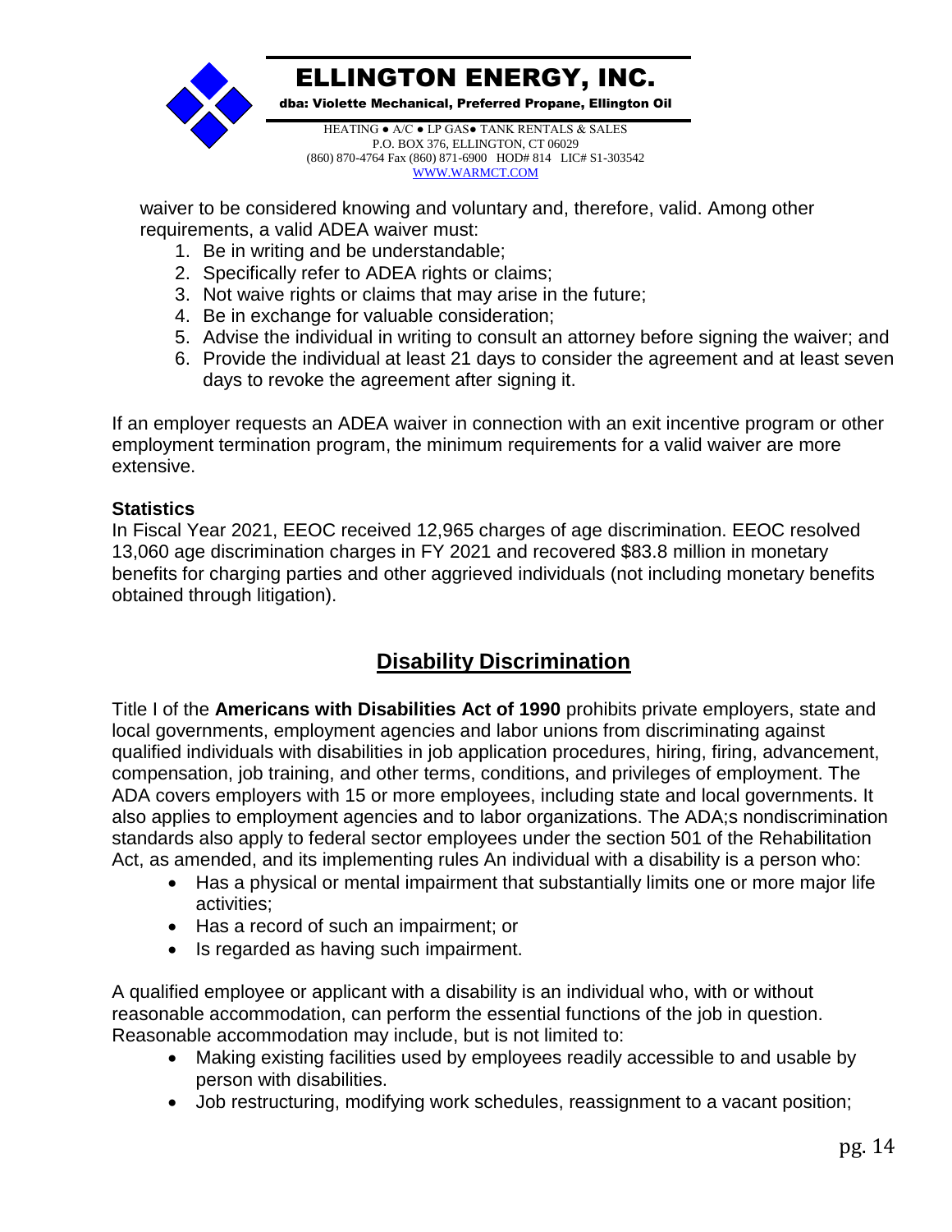waiver to be considered knowing and voluntary and, therefore, valid. Among other requirements, a valid ADEA waiver must:

1. Be in writing and be understandable;
2. Specifically refer to ADEA rights or claims;
3. Not waive rights or claims that may arise in the future;
4. Be in exchange for valuable consideration;
5. Advise the individual in writing to consult an attorney before signing the waiver; and
6. Provide the individual at least 21 days to consider the agreement and at least seven days to revoke the agreement after signing it.

If an employer requests an ADEA waiver in connection with an exit incentive program or other employment termination program, the minimum requirements for a valid waiver are more extensive.

**Statistics**

In Fiscal Year 2021, EEOC received 12,965 charges of age discrimination. EEOC resolved 13,060 age discrimination charges in FY 2021 and recovered $83.8 million in monetary benefits for charging parties and other aggrieved individuals (not including monetary benefits obtained through litigation).

## Disability Discrimination

Title I of the **Americans with Disabilities Act of 1990** prohibits private employers, state and local governments, employment agencies and labor unions from discriminating against qualified individuals with disabilities in job application procedures, hiring, firing, advancement, compensation, job training, and other terms, conditions, and privileges of employment. The ADA covers employers with 15 or more employees, including state and local governments. It also applies to employment agencies and to labor organizations. The ADA;s nondiscrimination standards also apply to federal sector employees under the section 501 of the Rehabilitation Act, as amended, and its implementing rules An individual with a disability is a person who:

- Has a physical or mental impairment that substantially limits one or more major life activities;
- Has a record of such an impairment; or
- Is regarded as having such impairment.

A qualified employee or applicant with a disability is an individual who, with or without reasonable accommodation, can perform the essential functions of the job in question. Reasonable accommodation may include, but is not limited to:

- Making existing facilities used by employees readily accessible to and usable by person with disabilities.
- Job restructuring, modifying work schedules, reassignment to a vacant position;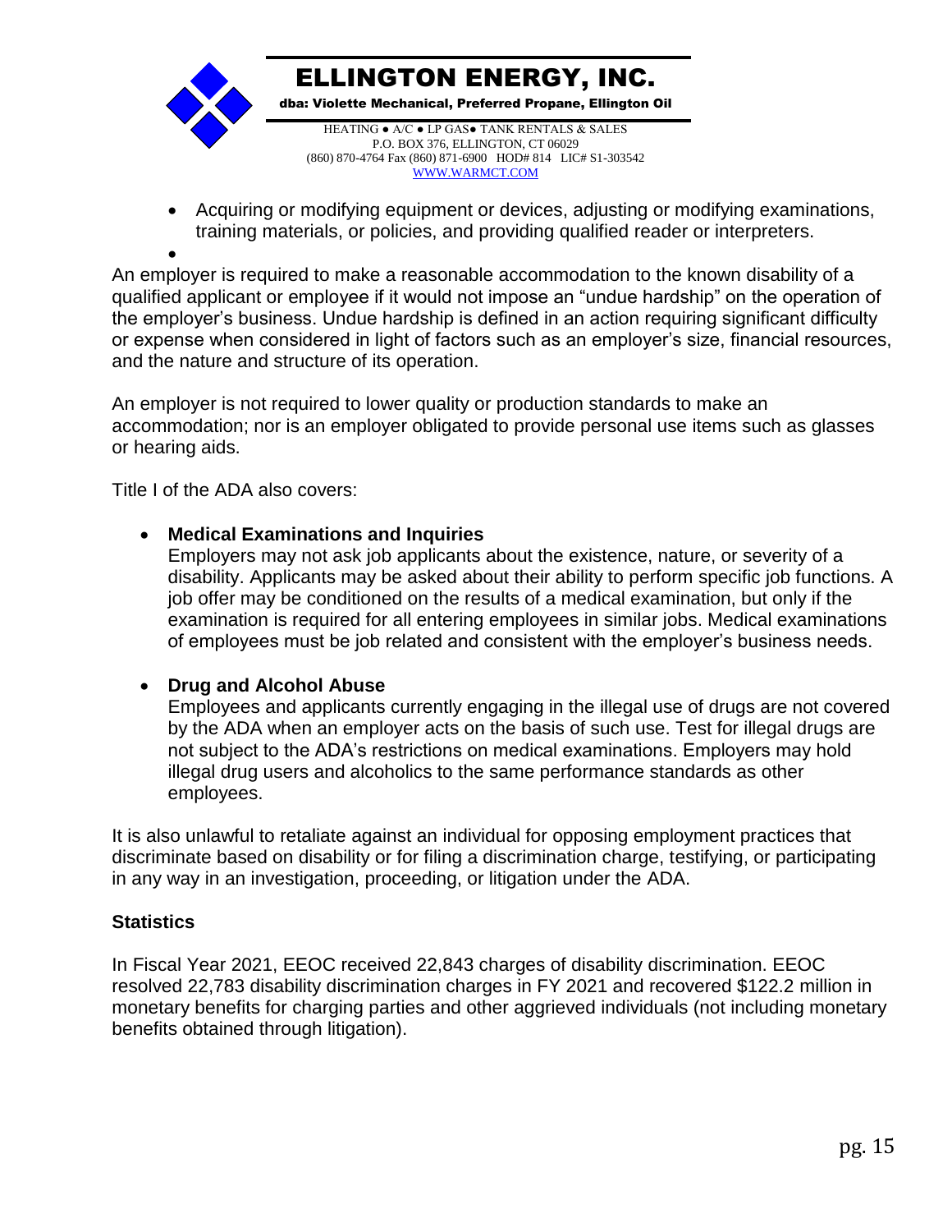- Acquiring or modifying equipment or devices, adjusting or modifying examinations, training materials, or policies, and providing qualified reader or interpreters.
-

An employer is required to make a reasonable accommodation to the known disability of a qualified applicant or employee if it would not impose an "undue hardship" on the operation of the employer's business. Undue hardship is defined in an action requiring significant difficulty or expense when considered in light of factors such as an employer's size, financial resources, and the nature and structure of its operation.

An employer is not required to lower quality or production standards to make an accommodation; nor is an employer obligated to provide personal use items such as glasses or hearing aids.

Title I of the ADA also covers:

- **Medical Examinations and Inquiries**
  Employers may not ask job applicants about the existence, nature, or severity of a disability. Applicants may be asked about their ability to perform specific job functions. A job offer may be conditioned on the results of a medical examination, but only if the examination is required for all entering employees in similar jobs. Medical examinations of employees must be job related and consistent with the employer's business needs.

- **Drug and Alcohol Abuse**
  Employees and applicants currently engaging in the illegal use of drugs are not covered by the ADA when an employer acts on the basis of such use. Test for illegal drugs are not subject to the ADA's restrictions on medical examinations. Employers may hold illegal drug users and alcoholics to the same performance standards as other employees.

It is also unlawful to retaliate against an individual for opposing employment practices that discriminate based on disability or for filing a discrimination charge, testifying, or participating in any way in an investigation, proceeding, or litigation under the ADA.

**Statistics**

In Fiscal Year 2021, EEOC received 22,843 charges of disability discrimination. EEOC resolved 22,783 disability discrimination charges in FY 2021 and recovered $122.2 million in monetary benefits for charging parties and other aggrieved individuals (not including monetary benefits obtained through litigation).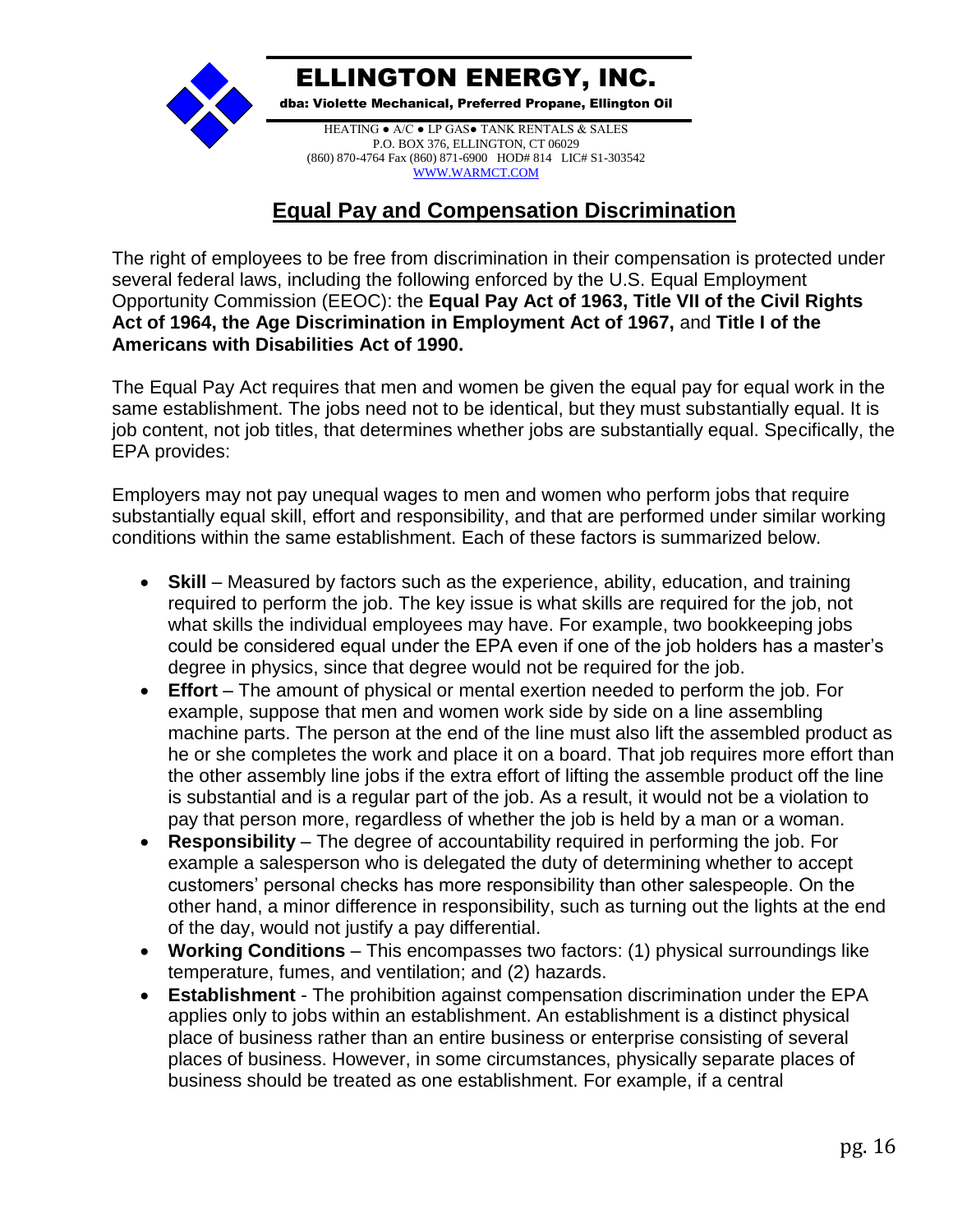# ELLINGTON ENERGY, INC.

**dba: Violette Mechanical, Preferred Propane, Ellington Oil**

HEATING ● A/C ● LP GAS● TANK RENTALS & SALES
P.O. BOX 376, ELLINGTON, CT 06029
(860) 870-4764 Fax (860) 871-6900 HOD# 814 LIC# S1-303542
WWW.WARMCT.COM

## Equal Pay and Compensation Discrimination

The right of employees to be free from discrimination in their compensation is protected under several federal laws, including the following enforced by the U.S. Equal Employment Opportunity Commission (EEOC): the **Equal Pay Act of 1963, Title VII of the Civil Rights Act of 1964, the Age Discrimination in Employment Act of 1967,** and **Title I of the Americans with Disabilities Act of 1990.**

The Equal Pay Act requires that men and women be given the equal pay for equal work in the same establishment. The jobs need not to be identical, but they must substantially equal. It is job content, not job titles, that determines whether jobs are substantially equal. Specifically, the EPA provides:

Employers may not pay unequal wages to men and women who perform jobs that require substantially equal skill, effort and responsibility, and that are performed under similar working conditions within the same establishment. Each of these factors is summarized below.

- **Skill** – Measured by factors such as the experience, ability, education, and training required to perform the job. The key issue is what skills are required for the job, not what skills the individual employees may have. For example, two bookkeeping jobs could be considered equal under the EPA even if one of the job holders has a master's degree in physics, since that degree would not be required for the job.
- **Effort** – The amount of physical or mental exertion needed to perform the job. For example, suppose that men and women work side by side on a line assembling machine parts. The person at the end of the line must also lift the assembled product as he or she completes the work and place it on a board. That job requires more effort than the other assembly line jobs if the extra effort of lifting the assemble product off the line is substantial and is a regular part of the job. As a result, it would not be a violation to pay that person more, regardless of whether the job is held by a man or a woman.
- **Responsibility** – The degree of accountability required in performing the job. For example a salesperson who is delegated the duty of determining whether to accept customers' personal checks has more responsibility than other salespeople. On the other hand, a minor difference in responsibility, such as turning out the lights at the end of the day, would not justify a pay differential.
- **Working Conditions** – This encompasses two factors: (1) physical surroundings like temperature, fumes, and ventilation; and (2) hazards.
- **Establishment** - The prohibition against compensation discrimination under the EPA applies only to jobs within an establishment. An establishment is a distinct physical place of business rather than an entire business or enterprise consisting of several places of business. However, in some circumstances, physically separate places of business should be treated as one establishment. For example, if a central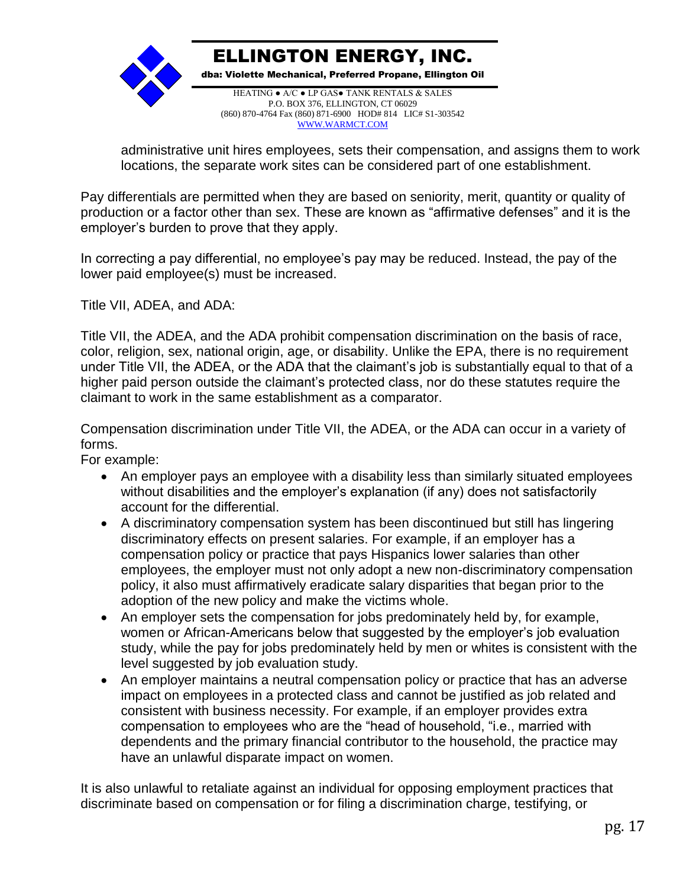administrative unit hires employees, sets their compensation, and assigns them to work locations, the separate work sites can be considered part of one establishment.

Pay differentials are permitted when they are based on seniority, merit, quantity or quality of production or a factor other than sex. These are known as "affirmative defenses" and it is the employer's burden to prove that they apply.

In correcting a pay differential, no employee's pay may be reduced. Instead, the pay of the lower paid employee(s) must be increased.

Title VII, ADEA, and ADA:

Title VII, the ADEA, and the ADA prohibit compensation discrimination on the basis of race, color, religion, sex, national origin, age, or disability. Unlike the EPA, there is no requirement under Title VII, the ADEA, or the ADA that the claimant's job is substantially equal to that of a higher paid person outside the claimant's protected class, nor do these statutes require the claimant to work in the same establishment as a comparator.

Compensation discrimination under Title VII, the ADEA, or the ADA can occur in a variety of forms.
For example:

- An employer pays an employee with a disability less than similarly situated employees without disabilities and the employer's explanation (if any) does not satisfactorily account for the differential.
- A discriminatory compensation system has been discontinued but still has lingering discriminatory effects on present salaries. For example, if an employer has a compensation policy or practice that pays Hispanics lower salaries than other employees, the employer must not only adopt a new non-discriminatory compensation policy, it also must affirmatively eradicate salary disparities that began prior to the adoption of the new policy and make the victims whole.
- An employer sets the compensation for jobs predominately held by, for example, women or African-Americans below that suggested by the employer's job evaluation study, while the pay for jobs predominately held by men or whites is consistent with the level suggested by job evaluation study.
- An employer maintains a neutral compensation policy or practice that has an adverse impact on employees in a protected class and cannot be justified as job related and consistent with business necessity. For example, if an employer provides extra compensation to employees who are the "head of household, "i.e., married with dependents and the primary financial contributor to the household, the practice may have an unlawful disparate impact on women.

It is also unlawful to retaliate against an individual for opposing employment practices that discriminate based on compensation or for filing a discrimination charge, testifying, or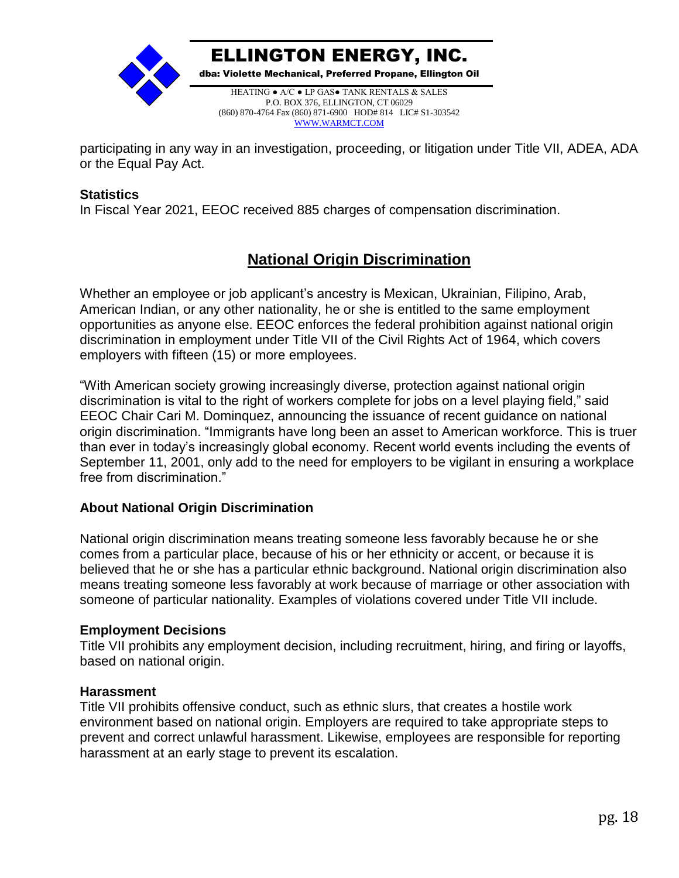participating in any way in an investigation, proceeding, or litigation under Title VII, ADEA, ADA or the Equal Pay Act.

**Statistics**
In Fiscal Year 2021, EEOC received 885 charges of compensation discrimination.

## National Origin Discrimination

Whether an employee or job applicant's ancestry is Mexican, Ukrainian, Filipino, Arab, American Indian, or any other nationality, he or she is entitled to the same employment opportunities as anyone else. EEOC enforces the federal prohibition against national origin discrimination in employment under Title VII of the Civil Rights Act of 1964, which covers employers with fifteen (15) or more employees.

"With American society growing increasingly diverse, protection against national origin discrimination is vital to the right of workers complete for jobs on a level playing field," said EEOC Chair Cari M. Dominquez, announcing the issuance of recent guidance on national origin discrimination. "Immigrants have long been an asset to American workforce. This is truer than ever in today's increasingly global economy. Recent world events including the events of September 11, 2001, only add to the need for employers to be vigilant in ensuring a workplace free from discrimination."

### About National Origin Discrimination

National origin discrimination means treating someone less favorably because he or she comes from a particular place, because of his or her ethnicity or accent, or because it is believed that he or she has a particular ethnic background. National origin discrimination also means treating someone less favorably at work because of marriage or other association with someone of particular nationality. Examples of violations covered under Title VII include.

**Employment Decisions**
Title VII prohibits any employment decision, including recruitment, hiring, and firing or layoffs, based on national origin.

**Harassment**
Title VII prohibits offensive conduct, such as ethnic slurs, that creates a hostile work environment based on national origin. Employers are required to take appropriate steps to prevent and correct unlawful harassment. Likewise, employees are responsible for reporting harassment at an early stage to prevent its escalation.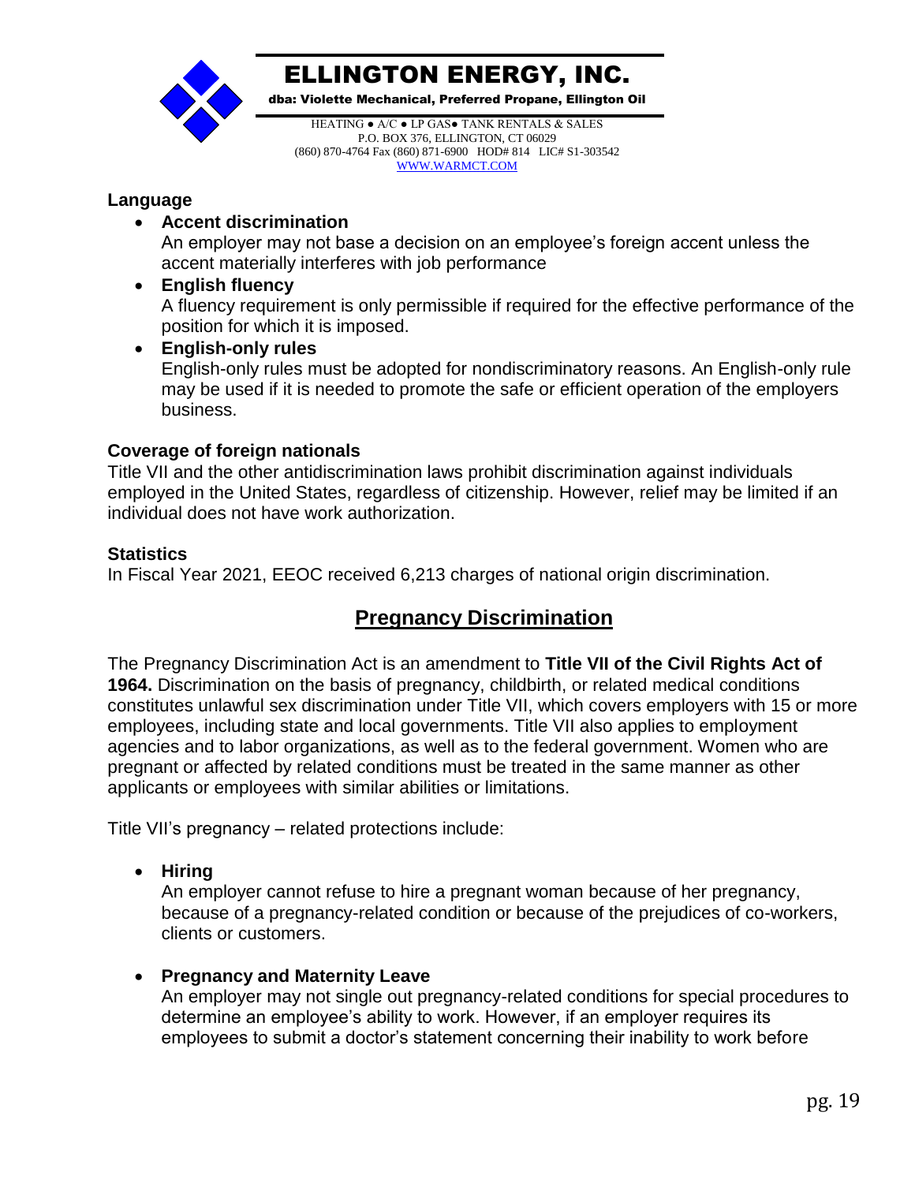**Language**

- **Accent discrimination**
  An employer may not base a decision on an employee's foreign accent unless the accent materially interferes with job performance
- **English fluency**
  A fluency requirement is only permissible if required for the effective performance of the position for which it is imposed.
- **English-only rules**
  English-only rules must be adopted for nondiscriminatory reasons. An English-only rule may be used if it is needed to promote the safe or efficient operation of the employers business.

**Coverage of foreign nationals**

Title VII and the other antidiscrimination laws prohibit discrimination against individuals employed in the United States, regardless of citizenship. However, relief may be limited if an individual does not have work authorization.

**Statistics**

In Fiscal Year 2021, EEOC received 6,213 charges of national origin discrimination.

## Pregnancy Discrimination

The Pregnancy Discrimination Act is an amendment to **Title VII of the Civil Rights Act of 1964.** Discrimination on the basis of pregnancy, childbirth, or related medical conditions constitutes unlawful sex discrimination under Title VII, which covers employers with 15 or more employees, including state and local governments. Title VII also applies to employment agencies and to labor organizations, as well as to the federal government. Women who are pregnant or affected by related conditions must be treated in the same manner as other applicants or employees with similar abilities or limitations.

Title VII's pregnancy – related protections include:

- **Hiring**
  An employer cannot refuse to hire a pregnant woman because of her pregnancy, because of a pregnancy-related condition or because of the prejudices of co-workers, clients or customers.

- **Pregnancy and Maternity Leave**
  An employer may not single out pregnancy-related conditions for special procedures to determine an employee's ability to work. However, if an employer requires its employees to submit a doctor's statement concerning their inability to work before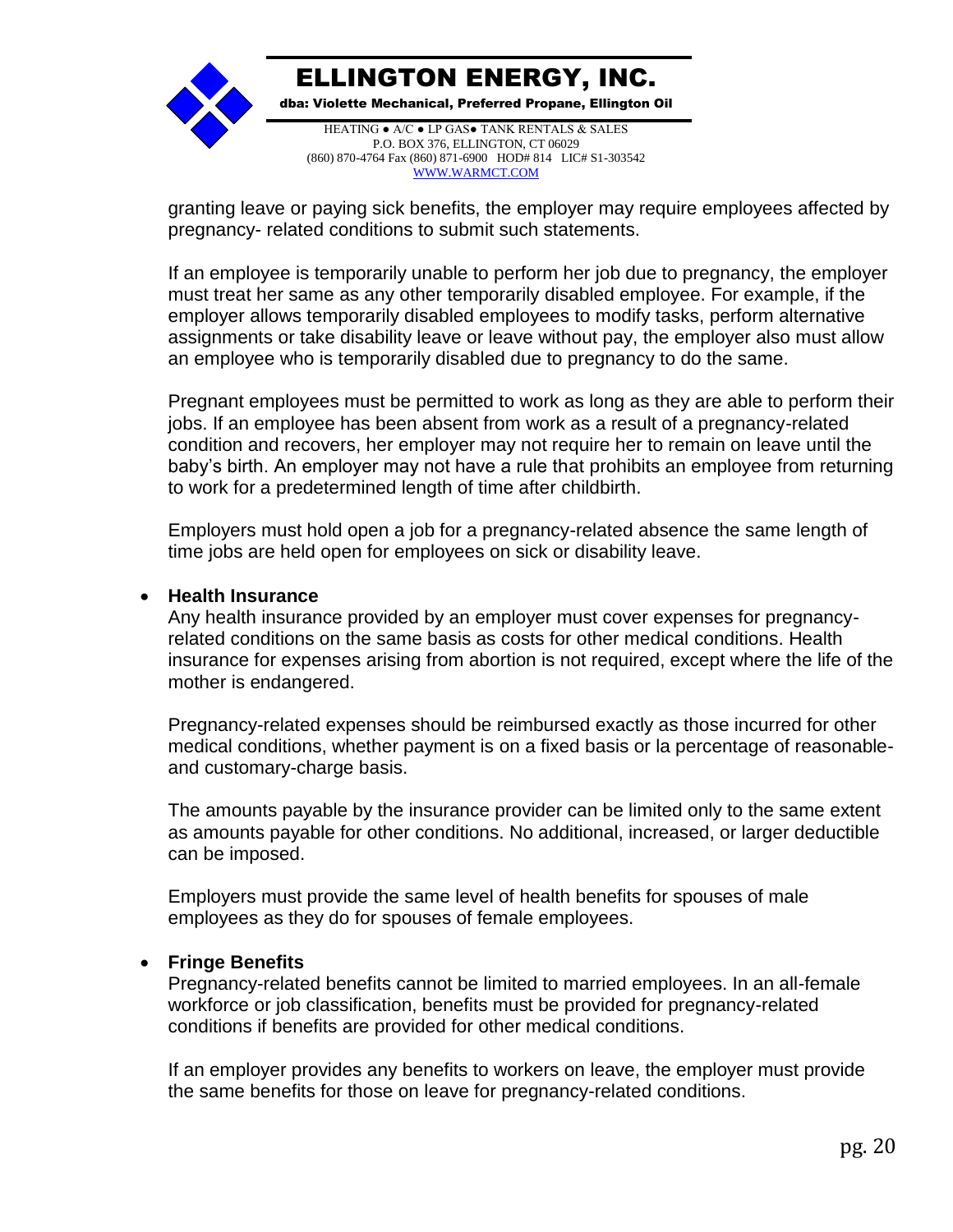granting leave or paying sick benefits, the employer may require employees affected by pregnancy- related conditions to submit such statements.

If an employee is temporarily unable to perform her job due to pregnancy, the employer must treat her same as any other temporarily disabled employee. For example, if the employer allows temporarily disabled employees to modify tasks, perform alternative assignments or take disability leave or leave without pay, the employer also must allow an employee who is temporarily disabled due to pregnancy to do the same.

Pregnant employees must be permitted to work as long as they are able to perform their jobs. If an employee has been absent from work as a result of a pregnancy-related condition and recovers, her employer may not require her to remain on leave until the baby's birth. An employer may not have a rule that prohibits an employee from returning to work for a predetermined length of time after childbirth.

Employers must hold open a job for a pregnancy-related absence the same length of time jobs are held open for employees on sick or disability leave.

- **Health Insurance**
  Any health insurance provided by an employer must cover expenses for pregnancy-related conditions on the same basis as costs for other medical conditions. Health insurance for expenses arising from abortion is not required, except where the life of the mother is endangered.

  Pregnancy-related expenses should be reimbursed exactly as those incurred for other medical conditions, whether payment is on a fixed basis or la percentage of reasonable-and customary-charge basis.

  The amounts payable by the insurance provider can be limited only to the same extent as amounts payable for other conditions. No additional, increased, or larger deductible can be imposed.

  Employers must provide the same level of health benefits for spouses of male employees as they do for spouses of female employees.

- **Fringe Benefits**
  Pregnancy-related benefits cannot be limited to married employees. In an all-female workforce or job classification, benefits must be provided for pregnancy-related conditions if benefits are provided for other medical conditions.

  If an employer provides any benefits to workers on leave, the employer must provide the same benefits for those on leave for pregnancy-related conditions.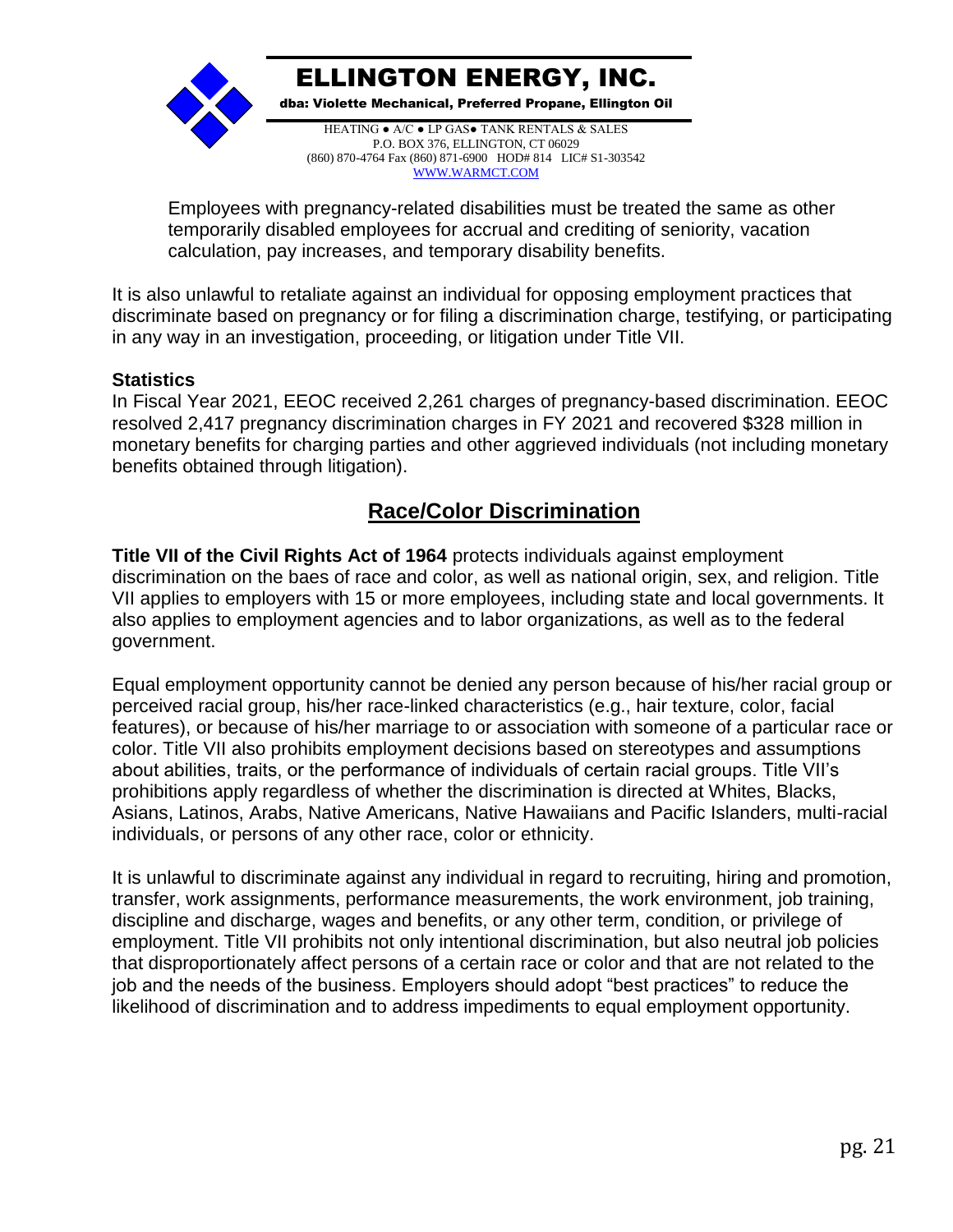Employees with pregnancy-related disabilities must be treated the same as other temporarily disabled employees for accrual and crediting of seniority, vacation calculation, pay increases, and temporary disability benefits.

It is also unlawful to retaliate against an individual for opposing employment practices that discriminate based on pregnancy or for filing a discrimination charge, testifying, or participating in any way in an investigation, proceeding, or litigation under Title VII.

**Statistics**

In Fiscal Year 2021, EEOC received 2,261 charges of pregnancy-based discrimination. EEOC resolved 2,417 pregnancy discrimination charges in FY 2021 and recovered $328 million in monetary benefits for charging parties and other aggrieved individuals (not including monetary benefits obtained through litigation).

## Race/Color Discrimination

**Title VII of the Civil Rights Act of 1964** protects individuals against employment discrimination on the baes of race and color, as well as national origin, sex, and religion. Title VII applies to employers with 15 or more employees, including state and local governments. It also applies to employment agencies and to labor organizations, as well as to the federal government.

Equal employment opportunity cannot be denied any person because of his/her racial group or perceived racial group, his/her race-linked characteristics (e.g., hair texture, color, facial features), or because of his/her marriage to or association with someone of a particular race or color. Title VII also prohibits employment decisions based on stereotypes and assumptions about abilities, traits, or the performance of individuals of certain racial groups. Title VII's prohibitions apply regardless of whether the discrimination is directed at Whites, Blacks, Asians, Latinos, Arabs, Native Americans, Native Hawaiians and Pacific Islanders, multi-racial individuals, or persons of any other race, color or ethnicity.

It is unlawful to discriminate against any individual in regard to recruiting, hiring and promotion, transfer, work assignments, performance measurements, the work environment, job training, discipline and discharge, wages and benefits, or any other term, condition, or privilege of employment. Title VII prohibits not only intentional discrimination, but also neutral job policies that disproportionately affect persons of a certain race or color and that are not related to the job and the needs of the business. Employers should adopt "best practices" to reduce the likelihood of discrimination and to address impediments to equal employment opportunity.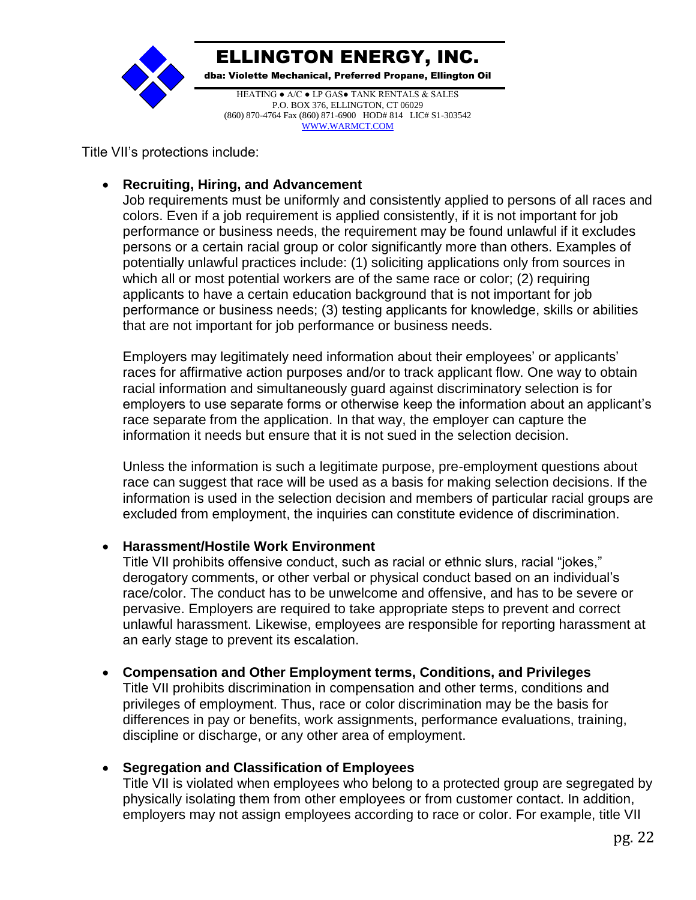Title VII's protections include:

- **Recruiting, Hiring, and Advancement**
  Job requirements must be uniformly and consistently applied to persons of all races and colors. Even if a job requirement is applied consistently, if it is not important for job performance or business needs, the requirement may be found unlawful if it excludes persons or a certain racial group or color significantly more than others. Examples of potentially unlawful practices include: (1) soliciting applications only from sources in which all or most potential workers are of the same race or color; (2) requiring applicants to have a certain education background that is not important for job performance or business needs; (3) testing applicants for knowledge, skills or abilities that are not important for job performance or business needs.

  Employers may legitimately need information about their employees' or applicants' races for affirmative action purposes and/or to track applicant flow. One way to obtain racial information and simultaneously guard against discriminatory selection is for employers to use separate forms or otherwise keep the information about an applicant's race separate from the application. In that way, the employer can capture the information it needs but ensure that it is not sued in the selection decision.

  Unless the information is such a legitimate purpose, pre-employment questions about race can suggest that race will be used as a basis for making selection decisions. If the information is used in the selection decision and members of particular racial groups are excluded from employment, the inquiries can constitute evidence of discrimination.

- **Harassment/Hostile Work Environment**
  Title VII prohibits offensive conduct, such as racial or ethnic slurs, racial "jokes," derogatory comments, or other verbal or physical conduct based on an individual's race/color. The conduct has to be unwelcome and offensive, and has to be severe or pervasive. Employers are required to take appropriate steps to prevent and correct unlawful harassment. Likewise, employees are responsible for reporting harassment at an early stage to prevent its escalation.

- **Compensation and Other Employment terms, Conditions, and Privileges**
  Title VII prohibits discrimination in compensation and other terms, conditions and privileges of employment. Thus, race or color discrimination may be the basis for differences in pay or benefits, work assignments, performance evaluations, training, discipline or discharge, or any other area of employment.

- **Segregation and Classification of Employees**
  Title VII is violated when employees who belong to a protected group are segregated by physically isolating them from other employees or from customer contact. In addition, employers may not assign employees according to race or color. For example, title VII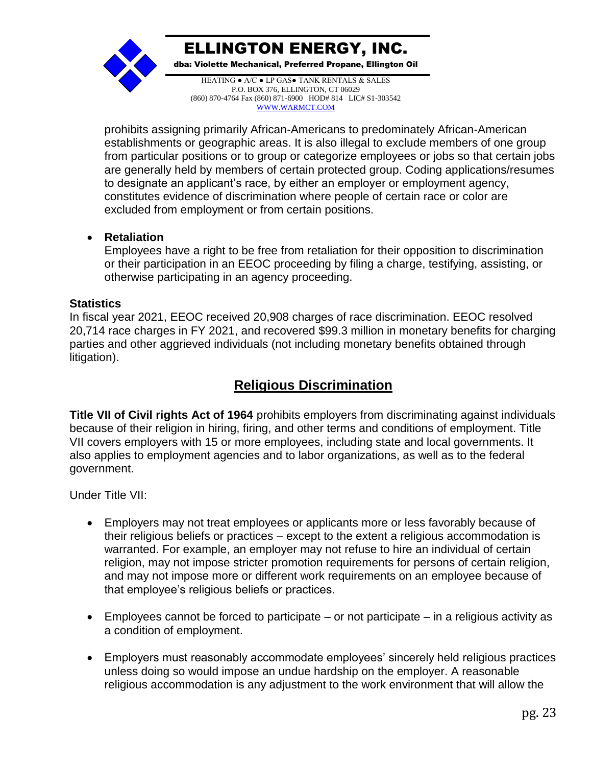prohibits assigning primarily African-Americans to predominately African-American establishments or geographic areas. It is also illegal to exclude members of one group from particular positions or to group or categorize employees or jobs so that certain jobs are generally held by members of certain protected group. Coding applications/resumes to designate an applicant's race, by either an employer or employment agency, constitutes evidence of discrimination where people of certain race or color are excluded from employment or from certain positions.

- **Retaliation**
  Employees have a right to be free from retaliation for their opposition to discrimination or their participation in an EEOC proceeding by filing a charge, testifying, assisting, or otherwise participating in an agency proceeding.

**Statistics**

In fiscal year 2021, EEOC received 20,908 charges of race discrimination. EEOC resolved 20,714 race charges in FY 2021, and recovered $99.3 million in monetary benefits for charging parties and other aggrieved individuals (not including monetary benefits obtained through litigation).

## Religious Discrimination

**Title VII of Civil rights Act of 1964** prohibits employers from discriminating against individuals because of their religion in hiring, firing, and other terms and conditions of employment. Title VII covers employers with 15 or more employees, including state and local governments. It also applies to employment agencies and to labor organizations, as well as to the federal government.

Under Title VII:

- Employers may not treat employees or applicants more or less favorably because of their religious beliefs or practices – except to the extent a religious accommodation is warranted. For example, an employer may not refuse to hire an individual of certain religion, may not impose stricter promotion requirements for persons of certain religion, and may not impose more or different work requirements on an employee because of that employee's religious beliefs or practices.

- Employees cannot be forced to participate – or not participate – in a religious activity as a condition of employment.

- Employers must reasonably accommodate employees' sincerely held religious practices unless doing so would impose an undue hardship on the employer. A reasonable religious accommodation is any adjustment to the work environment that will allow the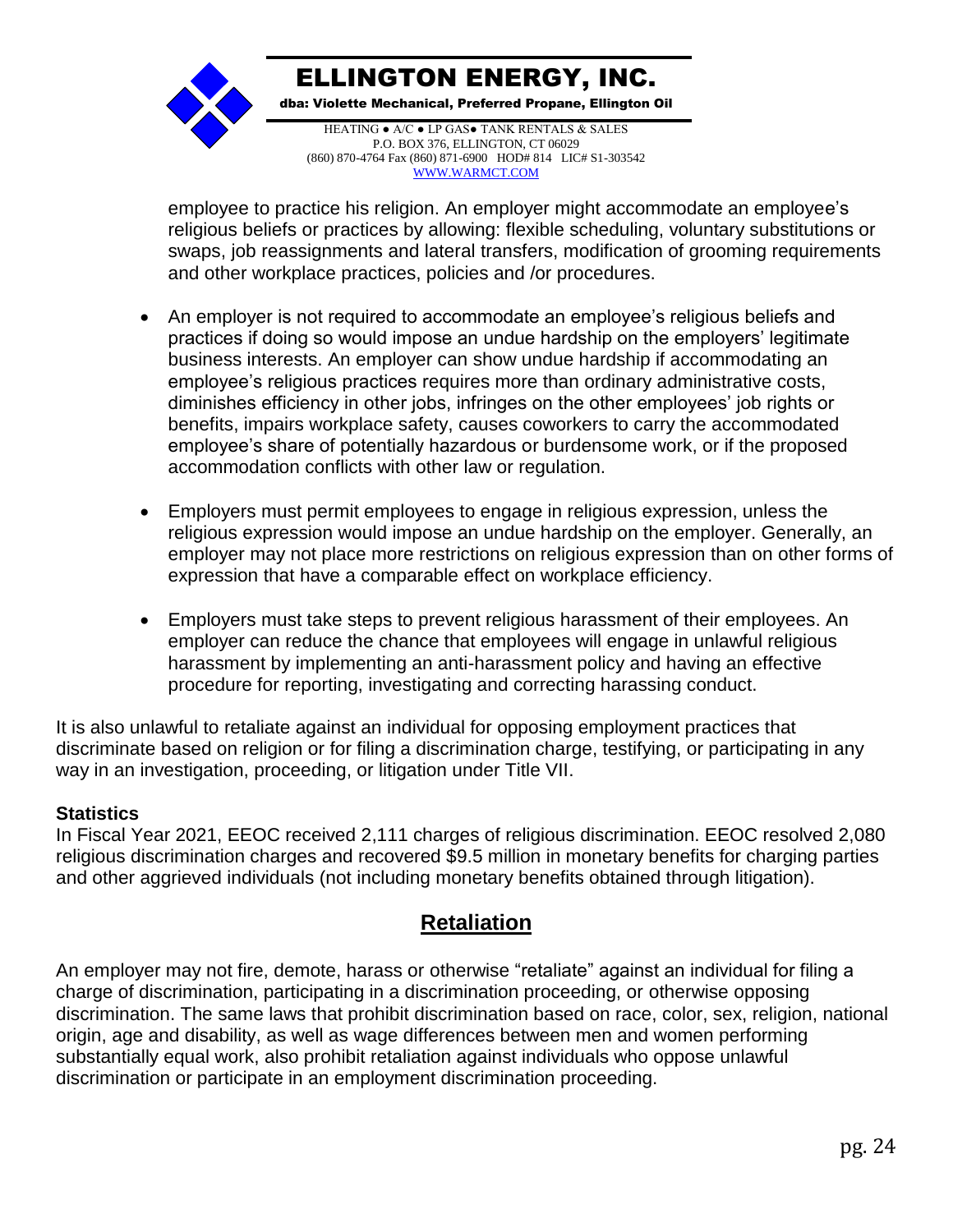employee to practice his religion. An employer might accommodate an employee's religious beliefs or practices by allowing: flexible scheduling, voluntary substitutions or swaps, job reassignments and lateral transfers, modification of grooming requirements and other workplace practices, policies and /or procedures.

- An employer is not required to accommodate an employee's religious beliefs and practices if doing so would impose an undue hardship on the employers' legitimate business interests. An employer can show undue hardship if accommodating an employee's religious practices requires more than ordinary administrative costs, diminishes efficiency in other jobs, infringes on the other employees' job rights or benefits, impairs workplace safety, causes coworkers to carry the accommodated employee's share of potentially hazardous or burdensome work, or if the proposed accommodation conflicts with other law or regulation.

- Employers must permit employees to engage in religious expression, unless the religious expression would impose an undue hardship on the employer. Generally, an employer may not place more restrictions on religious expression than on other forms of expression that have a comparable effect on workplace efficiency.

- Employers must take steps to prevent religious harassment of their employees. An employer can reduce the chance that employees will engage in unlawful religious harassment by implementing an anti-harassment policy and having an effective procedure for reporting, investigating and correcting harassing conduct.

It is also unlawful to retaliate against an individual for opposing employment practices that discriminate based on religion or for filing a discrimination charge, testifying, or participating in any way in an investigation, proceeding, or litigation under Title VII.

**Statistics**

In Fiscal Year 2021, EEOC received 2,111 charges of religious discrimination. EEOC resolved 2,080 religious discrimination charges and recovered $9.5 million in monetary benefits for charging parties and other aggrieved individuals (not including monetary benefits obtained through litigation).

## Retaliation

An employer may not fire, demote, harass or otherwise "retaliate" against an individual for filing a charge of discrimination, participating in a discrimination proceeding, or otherwise opposing discrimination. The same laws that prohibit discrimination based on race, color, sex, religion, national origin, age and disability, as well as wage differences between men and women performing substantially equal work, also prohibit retaliation against individuals who oppose unlawful discrimination or participate in an employment discrimination proceeding.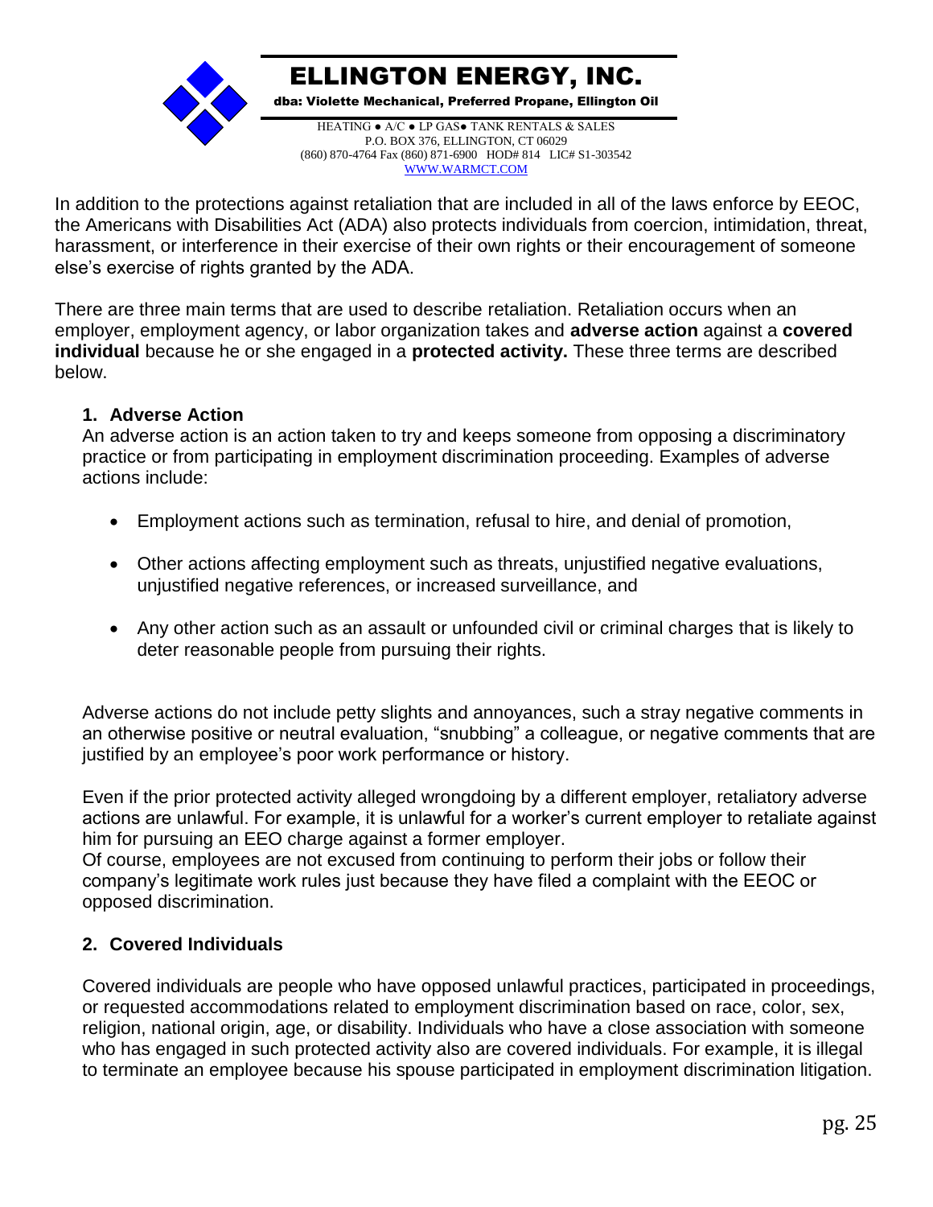In addition to the protections against retaliation that are included in all of the laws enforce by EEOC, the Americans with Disabilities Act (ADA) also protects individuals from coercion, intimidation, threat, harassment, or interference in their exercise of their own rights or their encouragement of someone else's exercise of rights granted by the ADA.

There are three main terms that are used to describe retaliation. Retaliation occurs when an employer, employment agency, or labor organization takes and **adverse action** against a **covered individual** because he or she engaged in a **protected activity.** These three terms are described below.

**1. Adverse Action**

An adverse action is an action taken to try and keeps someone from opposing a discriminatory practice or from participating in employment discrimination proceeding. Examples of adverse actions include:

- Employment actions such as termination, refusal to hire, and denial of promotion,
- Other actions affecting employment such as threats, unjustified negative evaluations, unjustified negative references, or increased surveillance, and
- Any other action such as an assault or unfounded civil or criminal charges that is likely to deter reasonable people from pursuing their rights.

Adverse actions do not include petty slights and annoyances, such a stray negative comments in an otherwise positive or neutral evaluation, "snubbing" a colleague, or negative comments that are justified by an employee's poor work performance or history.

Even if the prior protected activity alleged wrongdoing by a different employer, retaliatory adverse actions are unlawful. For example, it is unlawful for a worker's current employer to retaliate against him for pursuing an EEO charge against a former employer.
Of course, employees are not excused from continuing to perform their jobs or follow their company's legitimate work rules just because they have filed a complaint with the EEOC or opposed discrimination.

**2. Covered Individuals**

Covered individuals are people who have opposed unlawful practices, participated in proceedings, or requested accommodations related to employment discrimination based on race, color, sex, religion, national origin, age, or disability. Individuals who have a close association with someone who has engaged in such protected activity also are covered individuals. For example, it is illegal to terminate an employee because his spouse participated in employment discrimination litigation.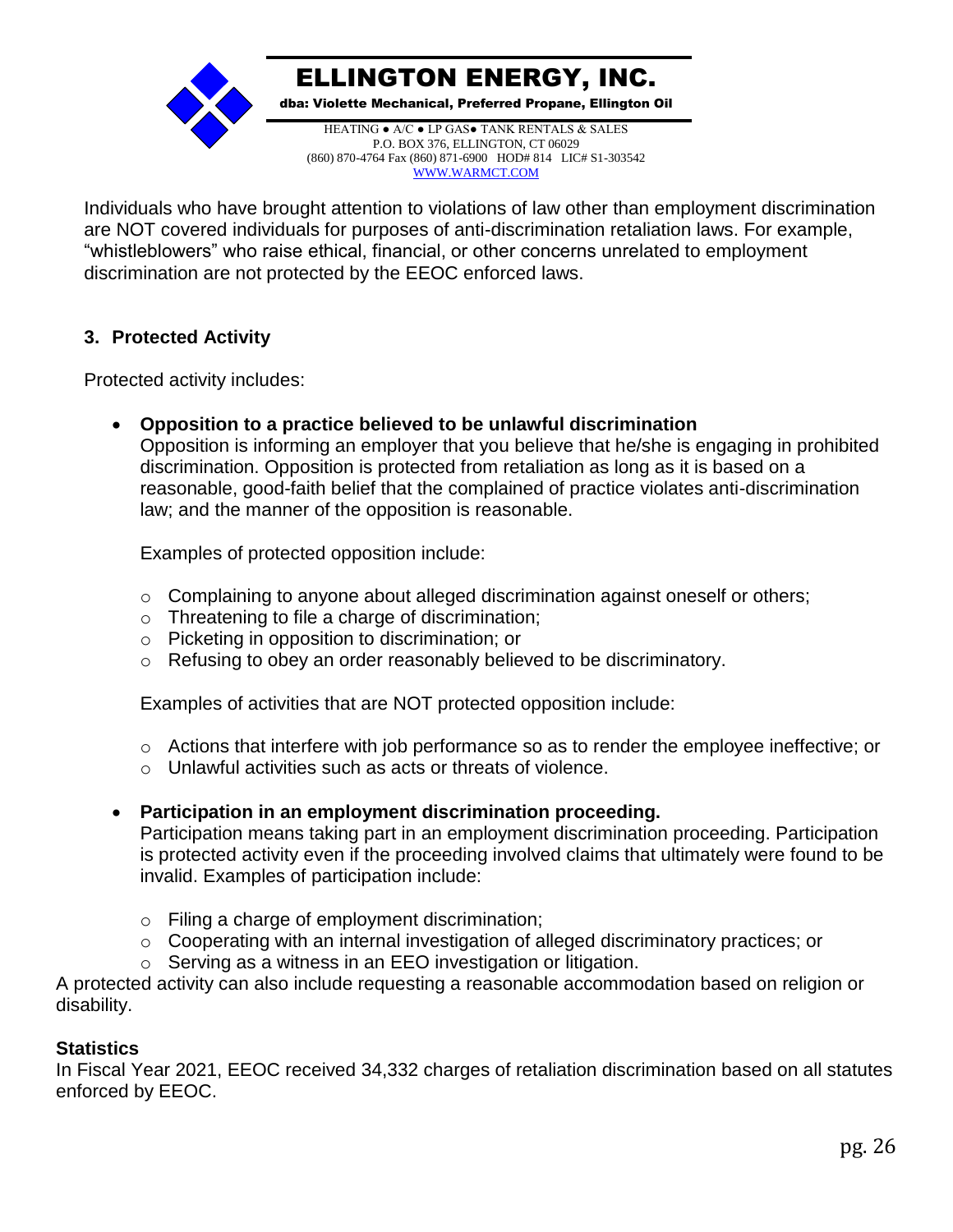Individuals who have brought attention to violations of law other than employment discrimination are NOT covered individuals for purposes of anti-discrimination retaliation laws. For example, "whistleblowers" who raise ethical, financial, or other concerns unrelated to employment discrimination are not protected by the EEOC enforced laws.

### 3. Protected Activity

Protected activity includes:

- **Opposition to a practice believed to be unlawful discrimination**
  Opposition is informing an employer that you believe that he/she is engaging in prohibited discrimination. Opposition is protected from retaliation as long as it is based on a reasonable, good-faith belief that the complained of practice violates anti-discrimination law; and the manner of the opposition is reasonable.

  Examples of protected opposition include:

  - Complaining to anyone about alleged discrimination against oneself or others;
  - Threatening to file a charge of discrimination;
  - Picketing in opposition to discrimination; or
  - Refusing to obey an order reasonably believed to be discriminatory.

  Examples of activities that are NOT protected opposition include:

  - Actions that interfere with job performance so as to render the employee ineffective; or
  - Unlawful activities such as acts or threats of violence.

- **Participation in an employment discrimination proceeding.**
  Participation means taking part in an employment discrimination proceeding. Participation is protected activity even if the proceeding involved claims that ultimately were found to be invalid. Examples of participation include:

  - Filing a charge of employment discrimination;
  - Cooperating with an internal investigation of alleged discriminatory practices; or
  - Serving as a witness in an EEO investigation or litigation.

A protected activity can also include requesting a reasonable accommodation based on religion or disability.

**Statistics**

In Fiscal Year 2021, EEOC received 34,332 charges of retaliation discrimination based on all statutes enforced by EEOC.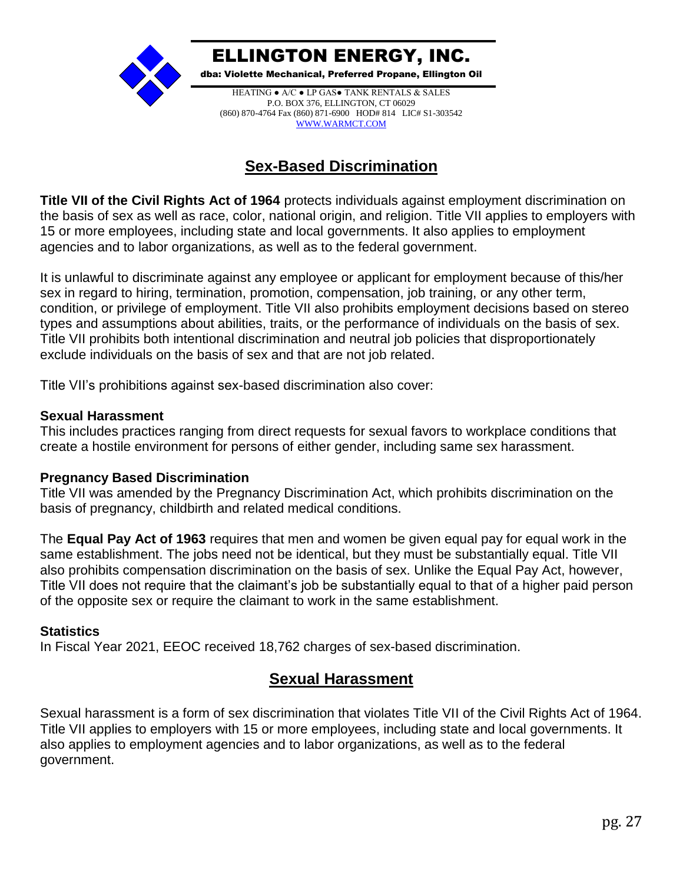# ELLINGTON ENERGY, INC.

**dba: Violette Mechanical, Preferred Propane, Ellington Oil**

HEATING ● A/C ● LP GAS● TANK RENTALS & SALES
P.O. BOX 376, ELLINGTON, CT 06029
(860) 870-4764 Fax (860) 871-6900 HOD# 814 LIC# S1-303542
WWW.WARMCT.COM

## Sex-Based Discrimination

**Title VII of the Civil Rights Act of 1964** protects individuals against employment discrimination on the basis of sex as well as race, color, national origin, and religion. Title VII applies to employers with 15 or more employees, including state and local governments. It also applies to employment agencies and to labor organizations, as well as to the federal government.

It is unlawful to discriminate against any employee or applicant for employment because of this/her sex in regard to hiring, termination, promotion, compensation, job training, or any other term, condition, or privilege of employment. Title VII also prohibits employment decisions based on stereo types and assumptions about abilities, traits, or the performance of individuals on the basis of sex. Title VII prohibits both intentional discrimination and neutral job policies that disproportionately exclude individuals on the basis of sex and that are not job related.

Title VII's prohibitions against sex-based discrimination also cover:

**Sexual Harassment**
This includes practices ranging from direct requests for sexual favors to workplace conditions that create a hostile environment for persons of either gender, including same sex harassment.

**Pregnancy Based Discrimination**
Title VII was amended by the Pregnancy Discrimination Act, which prohibits discrimination on the basis of pregnancy, childbirth and related medical conditions.

The **Equal Pay Act of 1963** requires that men and women be given equal pay for equal work in the same establishment. The jobs need not be identical, but they must be substantially equal. Title VII also prohibits compensation discrimination on the basis of sex. Unlike the Equal Pay Act, however, Title VII does not require that the claimant's job be substantially equal to that of a higher paid person of the opposite sex or require the claimant to work in the same establishment.

**Statistics**
In Fiscal Year 2021, EEOC received 18,762 charges of sex-based discrimination.

## Sexual Harassment

Sexual harassment is a form of sex discrimination that violates Title VII of the Civil Rights Act of 1964. Title VII applies to employers with 15 or more employees, including state and local governments. It also applies to employment agencies and to labor organizations, as well as to the federal government.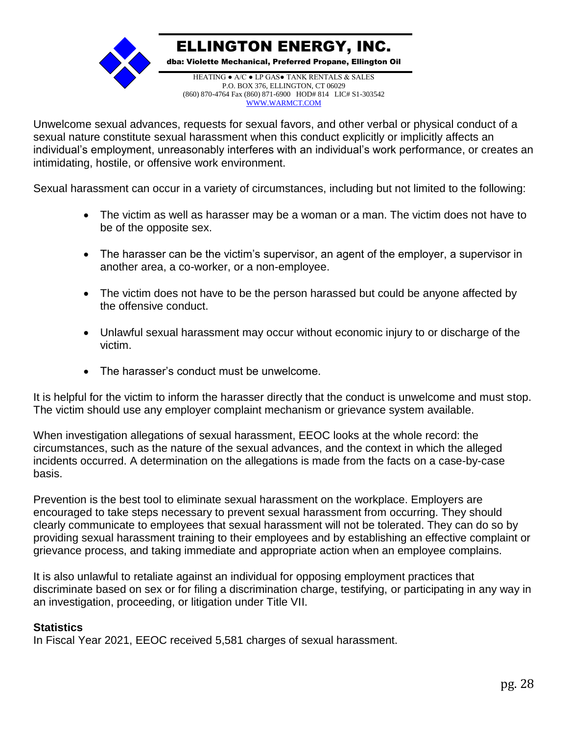Unwelcome sexual advances, requests for sexual favors, and other verbal or physical conduct of a sexual nature constitute sexual harassment when this conduct explicitly or implicitly affects an individual's employment, unreasonably interferes with an individual's work performance, or creates an intimidating, hostile, or offensive work environment.

Sexual harassment can occur in a variety of circumstances, including but not limited to the following:

- The victim as well as harasser may be a woman or a man. The victim does not have to be of the opposite sex.
- The harasser can be the victim's supervisor, an agent of the employer, a supervisor in another area, a co-worker, or a non-employee.
- The victim does not have to be the person harassed but could be anyone affected by the offensive conduct.
- Unlawful sexual harassment may occur without economic injury to or discharge of the victim.
- The harasser's conduct must be unwelcome.

It is helpful for the victim to inform the harasser directly that the conduct is unwelcome and must stop. The victim should use any employer complaint mechanism or grievance system available.

When investigation allegations of sexual harassment, EEOC looks at the whole record: the circumstances, such as the nature of the sexual advances, and the context in which the alleged incidents occurred. A determination on the allegations is made from the facts on a case-by-case basis.

Prevention is the best tool to eliminate sexual harassment on the workplace. Employers are encouraged to take steps necessary to prevent sexual harassment from occurring. They should clearly communicate to employees that sexual harassment will not be tolerated. They can do so by providing sexual harassment training to their employees and by establishing an effective complaint or grievance process, and taking immediate and appropriate action when an employee complains.

It is also unlawful to retaliate against an individual for opposing employment practices that discriminate based on sex or for filing a discrimination charge, testifying, or participating in any way in an investigation, proceeding, or litigation under Title VII.

**Statistics**

In Fiscal Year 2021, EEOC received 5,581 charges of sexual harassment.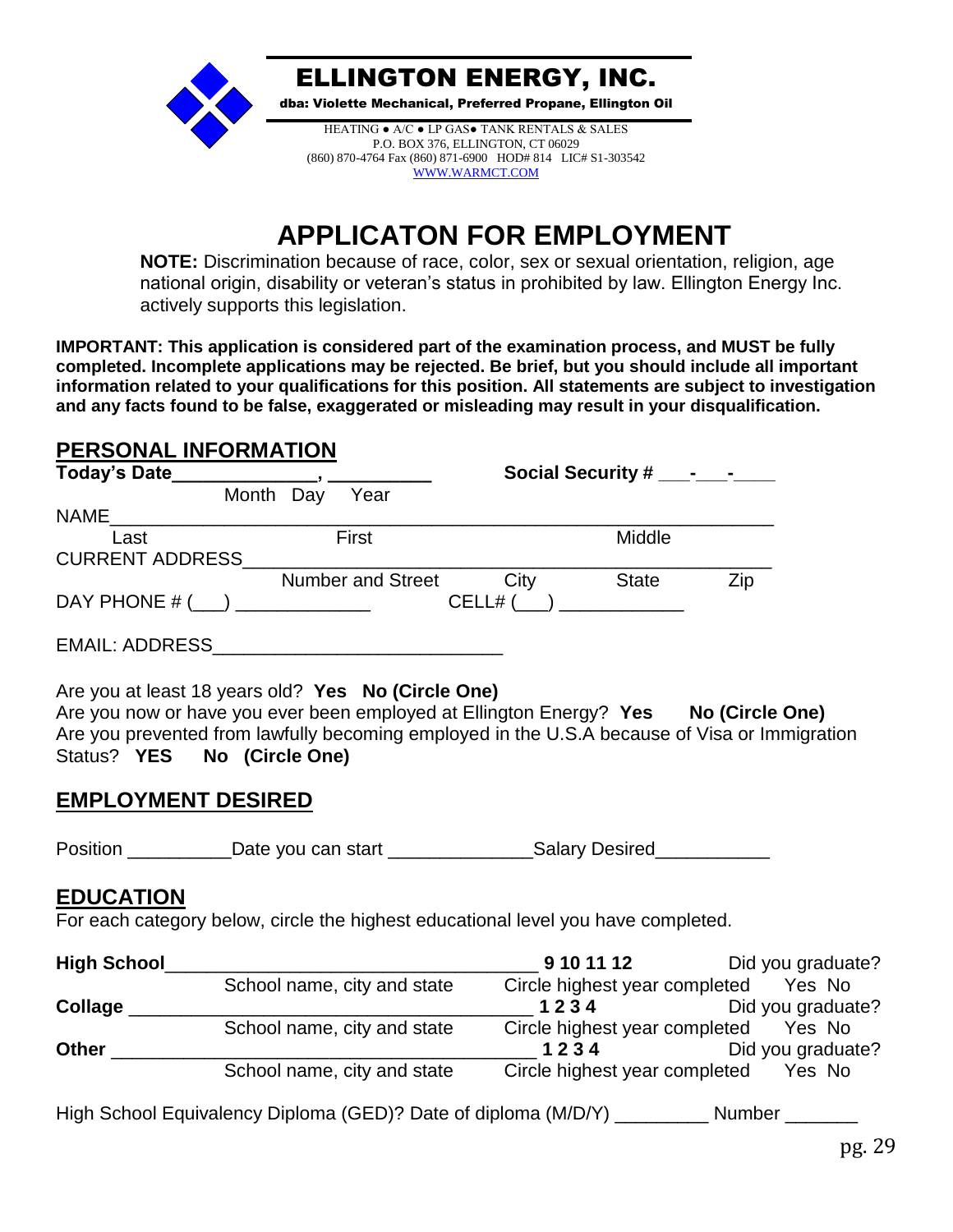# ELLINGTON ENERGY, INC.

**dba: Violette Mechanical, Preferred Propane, Ellington Oil**

HEATING ● A/C ● LP GAS● TANK RENTALS & SALES
P.O. BOX 376, ELLINGTON, CT 06029
(860) 870-4764 Fax (860) 871-6900 HOD# 814 LIC# S1-303542
WWW.WARMCT.COM

# APPLICATON FOR EMPLOYMENT

**NOTE:** Discrimination because of race, color, sex or sexual orientation, religion, age national origin, disability or veteran's status in prohibited by law. Ellington Energy Inc. actively supports this legislation.

**IMPORTANT: This application is considered part of the examination process, and MUST be fully completed. Incomplete applications may be rejected. Be brief, but you should include all important information related to your qualifications for this position. All statements are subject to investigation and any facts found to be false, exaggerated or misleading may result in your disqualification.**

## PERSONAL INFORMATION

**Today's Date______________, __________** **Social Security # ___-___-____**
Month Day Year

NAME_________________________________________________________________
Last First Middle

CURRENT ADDRESS_______________________________________________________
Number and Street City State Zip

DAY PHONE # (___) _____________ CELL# (___) ____________

EMAIL: ADDRESS____________________________

Are you at least 18 years old? **Yes No (Circle One)**
Are you now or have you ever been employed at Ellington Energy? **Yes No (Circle One)**
Are you prevented from lawfully becoming employed in the U.S.A because of Visa or Immigration Status? **YES No (Circle One)**

## EMPLOYMENT DESIRED

Position __________Date you can start ______________Salary Desired___________

## EDUCATION

For each category below, circle the highest educational level you have completed.

**High School**____________________________________ **9 10 11 12** Did you graduate?
School name, city and state Circle highest year completed Yes No

**Collage** _______________________________________ **1 2 3 4** Did you graduate?
School name, city and state Circle highest year completed Yes No

**Other** _________________________________________ **1 2 3 4** Did you graduate?
School name, city and state Circle highest year completed Yes No

High School Equivalency Diploma (GED)? Date of diploma (M/D/Y) _________ Number _______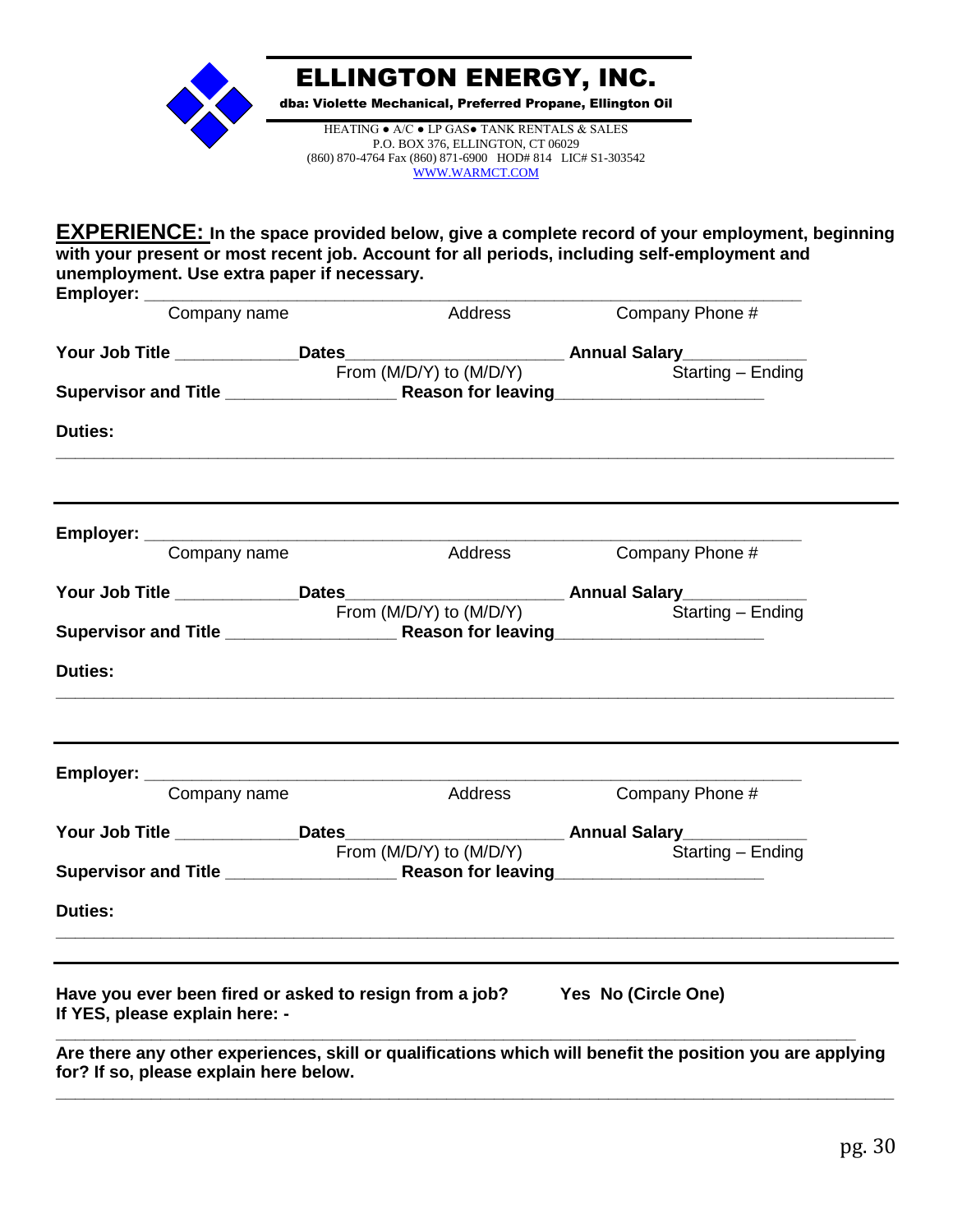# ELLINGTON ENERGY, INC.

**dba: Violette Mechanical, Preferred Propane, Ellington Oil**

HEATING ● A/C ● LP GAS● TANK RENTALS & SALES
P.O. BOX 376, ELLINGTON, CT 06029
(860) 870-4764 Fax (860) 871-6900 HOD# 814 LIC# S1-303542
WWW.WARMCT.COM

**EXPERIENCE:** **In the space provided below, give a complete record of your employment, beginning with your present or most recent job. Account for all periods, including self-employment and unemployment. Use extra paper if necessary.**

**Employer:** ______________________________________________________________
Company name Address Company Phone #

**Your Job Title** _____________ **Dates** ______________________ **Annual Salary** _____________
From (M/D/Y) to (M/D/Y) Starting – Ending

**Supervisor and Title** _________________ **Reason for leaving** _____________________

**Duties:**

_______________________________________________________________________________

---

**Employer:** ______________________________________________________________
Company name Address Company Phone #

**Your Job Title** _____________ **Dates** ______________________ **Annual Salary** _____________
From (M/D/Y) to (M/D/Y) Starting – Ending

**Supervisor and Title** _________________ **Reason for leaving** _____________________

**Duties:**

_______________________________________________________________________________

---

**Employer:** ______________________________________________________________
Company name Address Company Phone #

**Your Job Title** _____________ **Dates** ______________________ **Annual Salary** _____________
From (M/D/Y) to (M/D/Y) Starting – Ending

**Supervisor and Title** _________________ **Reason for leaving** _____________________

**Duties:**

_______________________________________________________________________________

---

**Have you ever been fired or asked to resign from a job?** **Yes No (Circle One)**
**If YES, please explain here: -**

_______________________________________________________________________________

**Are there any other experiences, skill or qualifications which will benefit the position you are applying for? If so, please explain here below.**

_______________________________________________________________________________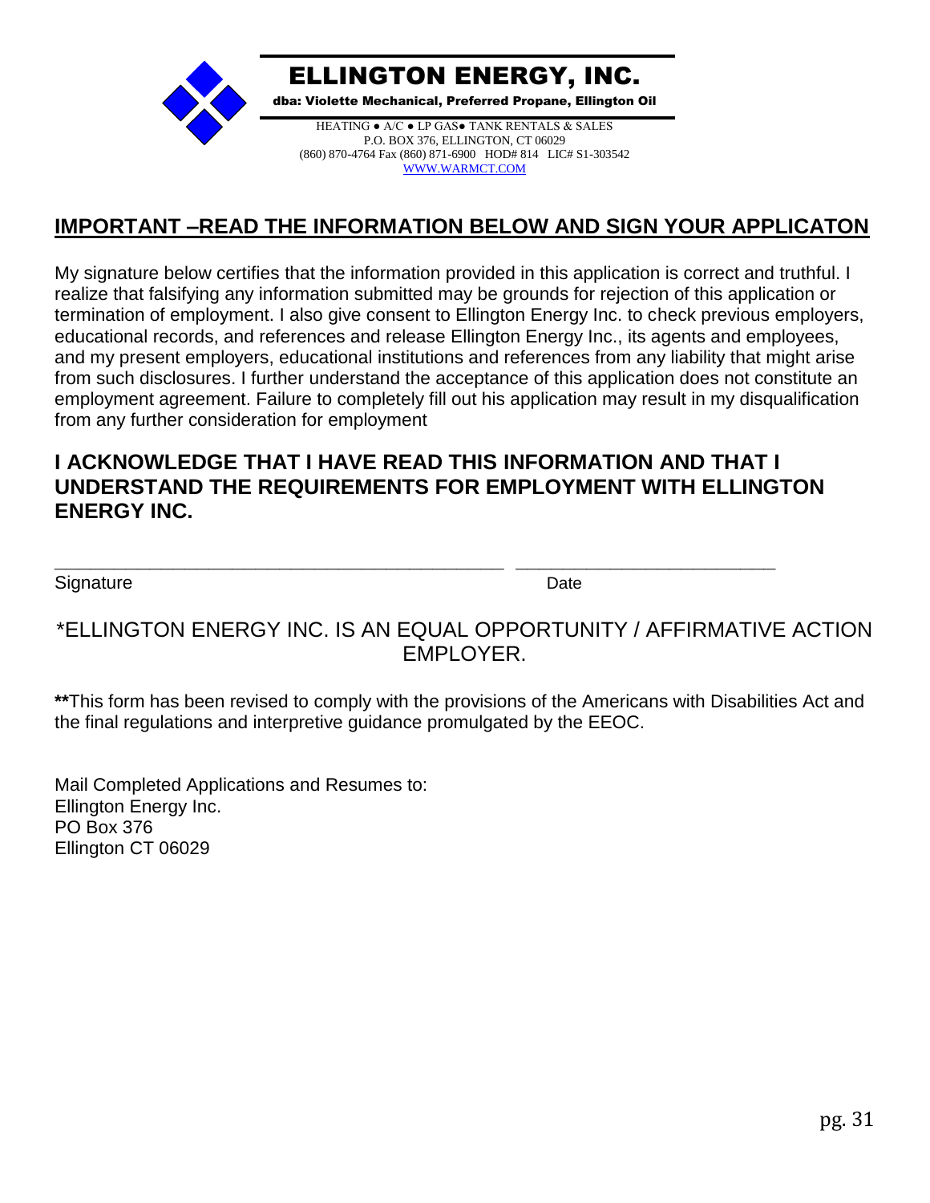# ELLINGTON ENERGY, INC.

**dba: Violette Mechanical, Preferred Propane, Ellington Oil**

HEATING ● A/C ● LP GAS● TANK RENTALS & SALES
P.O. BOX 376, ELLINGTON, CT 06029
(860) 870-4764 Fax (860) 871-6900 HOD# 814 LIC# S1-303542
WWW.WARMCT.COM

## IMPORTANT –READ THE INFORMATION BELOW AND SIGN YOUR APPLICATON

My signature below certifies that the information provided in this application is correct and truthful. I realize that falsifying any information submitted may be grounds for rejection of this application or termination of employment. I also give consent to Ellington Energy Inc. to check previous employers, educational records, and references and release Ellington Energy Inc., its agents and employees, and my present employers, educational institutions and references from any liability that might arise from such disclosures. I further understand the acceptance of this application does not constitute an employment agreement. Failure to completely fill out his application may result in my disqualification from any further consideration for employment

## I ACKNOWLEDGE THAT I HAVE READ THIS INFORMATION AND THAT I UNDERSTAND THE REQUIREMENTS FOR EMPLOYMENT WITH ELLINGTON ENERGY INC.

_______________________________________________ ____________________________

Signature Date

*ELLINGTON ENERGY INC. IS AN EQUAL OPPORTUNITY / AFFIRMATIVE ACTION EMPLOYER.

**This form has been revised to comply with the provisions of the Americans with Disabilities Act and the final regulations and interpretive guidance promulgated by the EEOC.

Mail Completed Applications and Resumes to:
Ellington Energy Inc.
PO Box 376
Ellington CT 06029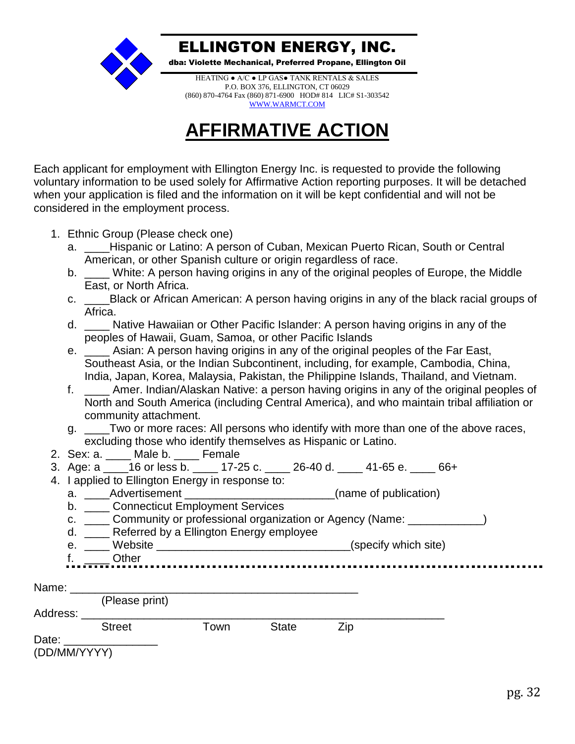# ELLINGTON ENERGY, INC.

**dba: Violette Mechanical, Preferred Propane, Ellington Oil**

HEATING ● A/C ● LP GAS● TANK RENTALS & SALES
P.O. BOX 376, ELLINGTON, CT 06029
(860) 870-4764 Fax (860) 871-6900 HOD# 814 LIC# S1-303542
WWW.WARMCT.COM

# AFFIRMATIVE ACTION

Each applicant for employment with Ellington Energy Inc. is requested to provide the following voluntary information to be used solely for Affirmative Action reporting purposes. It will be detached when your application is filed and the information on it will be kept confidential and will not be considered in the employment process.

1. Ethnic Group (Please check one)
   a. ____Hispanic or Latino: A person of Cuban, Mexican Puerto Rican, South or Central American, or other Spanish culture or origin regardless of race.
   b. ____ White: A person having origins in any of the original peoples of Europe, the Middle East, or North Africa.
   c. ____Black or African American: A person having origins in any of the black racial groups of Africa.
   d. ____ Native Hawaiian or Other Pacific Islander: A person having origins in any of the peoples of Hawaii, Guam, Samoa, or other Pacific Islands
   e. ____ Asian: A person having origins in any of the original peoples of the Far East, Southeast Asia, or the Indian Subcontinent, including, for example, Cambodia, China, India, Japan, Korea, Malaysia, Pakistan, the Philippine Islands, Thailand, and Vietnam.
   f. ____ Amer. Indian/Alaskan Native: a person having origins in any of the original peoples of North and South America (including Central America), and who maintain tribal affiliation or community attachment.
   g. ____Two or more races: All persons who identify with more than one of the above races, excluding those who identify themselves as Hispanic or Latino.
2. Sex: a. ____ Male b. ____ Female
3. Age: a ____16 or less b. ____ 17-25 c. ____ 26-40 d. ____ 41-65 e. ____ 66+
4. I applied to Ellington Energy in response to:
   a. ____Advertisement ________________________(name of publication)
   b. ____ Connecticut Employment Services
   c. ____ Community or professional organization or Agency (Name: ____________)
   d. ____ Referred by a Ellington Energy employee
   e. ____ Website _______________________________(specify which site)
   f. ____ Other

Name: _______________________________________________
(Please print)

Address: ___________________________________________________________
Street Town State Zip

Date: _______________
(DD/MM/YYYY)